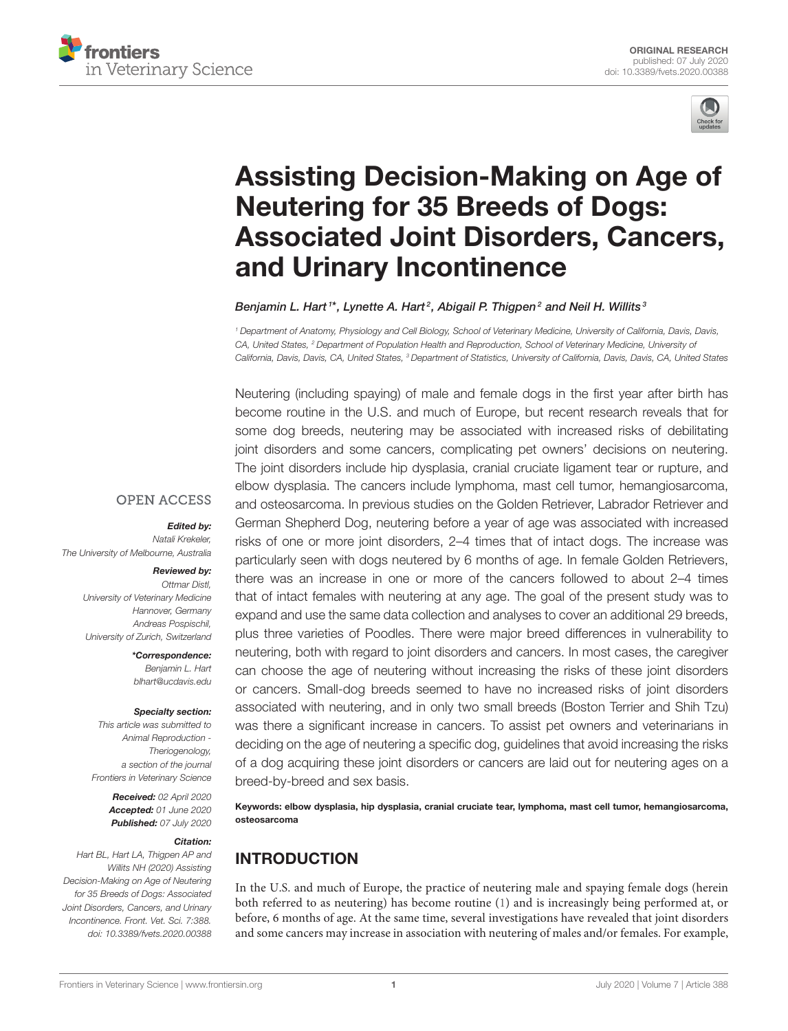ORIGINAL RESEARCH
published: 07 July 2020
doi: 10.3389/fvets.2020.00388

# Assisting Decision-Making on Age of Neutering for 35 Breeds of Dogs: Associated Joint Disorders, Cancers, and Urinary Incontinence

*Benjamin L. Hart[1]\*, Lynette A. Hart[2], Abigail P. Thigpen[2] and Neil H. Willits[3]*

[1] Department of Anatomy, Physiology and Cell Biology, School of Veterinary Medicine, University of California, Davis, Davis, CA, United States, [2] Department of Population Health and Reproduction, School of Veterinary Medicine, University of California, Davis, Davis, CA, United States, [3] Department of Statistics, University of California, Davis, Davis, CA, United States

OPEN ACCESS

***Edited by:***
*Natali Krekeler,*
*The University of Melbourne, Australia*

***Reviewed by:***
*Ottmar Distl,*
*University of Veterinary Medicine Hannover, Germany*
*Andreas Pospischil,*
*University of Zurich, Switzerland*

***\*Correspondence:***
*Benjamin L. Hart*
*blhart@ucdavis.edu*

***Specialty section:***
*This article was submitted to Animal Reproduction - Theriogenology, a section of the journal Frontiers in Veterinary Science*

***Received:*** *02 April 2020*
***Accepted:*** *01 June 2020*
***Published:*** *07 July 2020*

***Citation:***
*Hart BL, Hart LA, Thigpen AP and Willits NH (2020) Assisting Decision-Making on Age of Neutering for 35 Breeds of Dogs: Associated Joint Disorders, Cancers, and Urinary Incontinence. Front. Vet. Sci. 7:388. doi: 10.3389/fvets.2020.00388*

Neutering (including spaying) of male and female dogs in the first year after birth has become routine in the U.S. and much of Europe, but recent research reveals that for some dog breeds, neutering may be associated with increased risks of debilitating joint disorders and some cancers, complicating pet owners' decisions on neutering. The joint disorders include hip dysplasia, cranial cruciate ligament tear or rupture, and elbow dysplasia. The cancers include lymphoma, mast cell tumor, hemangiosarcoma, and osteosarcoma. In previous studies on the Golden Retriever, Labrador Retriever and German Shepherd Dog, neutering before a year of age was associated with increased risks of one or more joint disorders, 2–4 times that of intact dogs. The increase was particularly seen with dogs neutered by 6 months of age. In female Golden Retrievers, there was an increase in one or more of the cancers followed to about 2–4 times that of intact females with neutering at any age. The goal of the present study was to expand and use the same data collection and analyses to cover an additional 29 breeds, plus three varieties of Poodles. There were major breed differences in vulnerability to neutering, both with regard to joint disorders and cancers. In most cases, the caregiver can choose the age of neutering without increasing the risks of these joint disorders or cancers. Small-dog breeds seemed to have no increased risks of joint disorders associated with neutering, and in only two small breeds (Boston Terrier and Shih Tzu) was there a significant increase in cancers. To assist pet owners and veterinarians in deciding on the age of neutering a specific dog, guidelines that avoid increasing the risks of a dog acquiring these joint disorders or cancers are laid out for neutering ages on a breed-by-breed and sex basis.

**Keywords: elbow dysplasia, hip dysplasia, cranial cruciate tear, lymphoma, mast cell tumor, hemangiosarcoma, osteosarcoma**

## INTRODUCTION

In the U.S. and much of Europe, the practice of neutering male and spaying female dogs (herein both referred to as neutering) has become routine (1) and is increasingly being performed at, or before, 6 months of age. At the same time, several investigations have revealed that joint disorders and some cancers may increase in association with neutering of males and/or females. For example,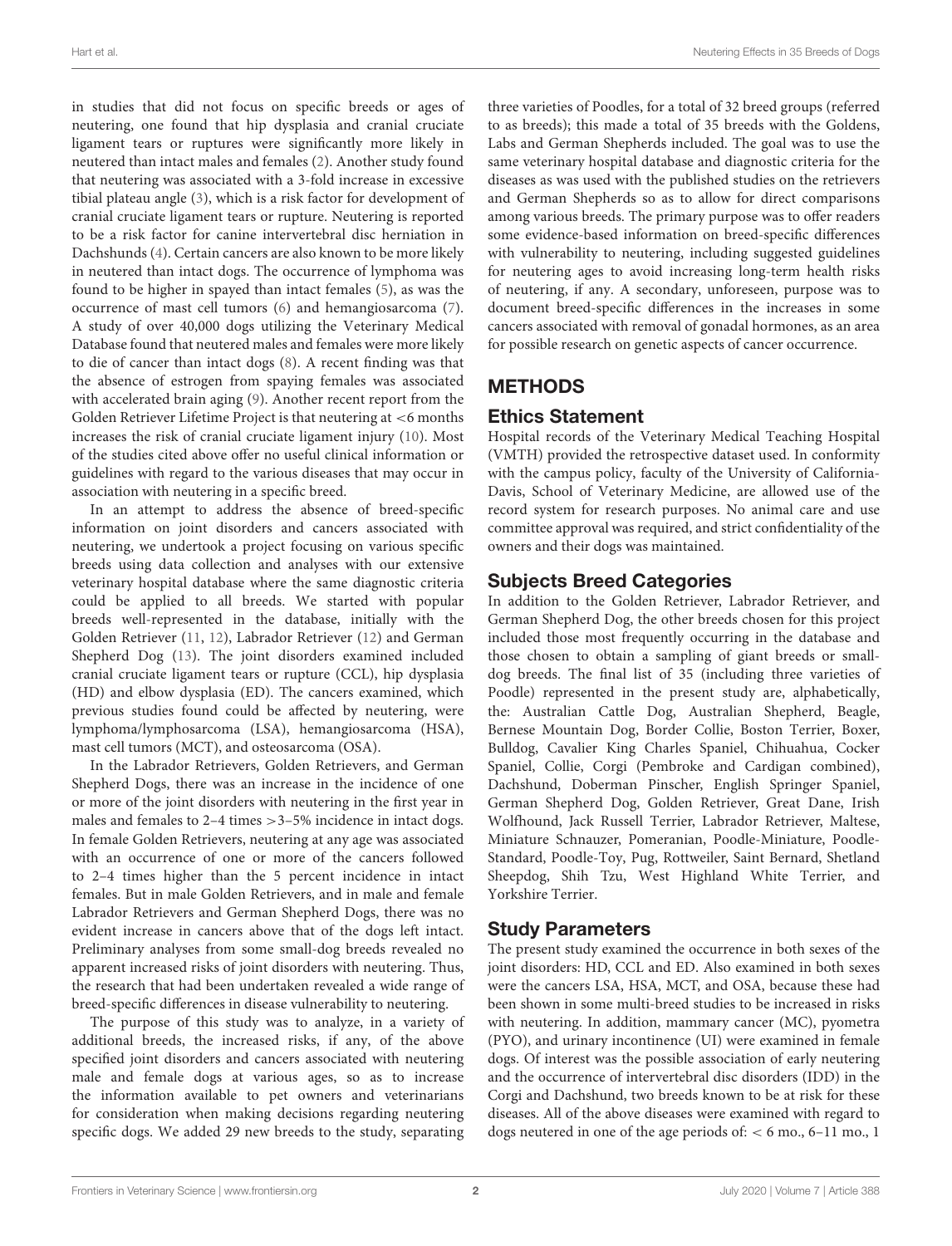in studies that did not focus on specific breeds or ages of neutering, one found that hip dysplasia and cranial cruciate ligament tears or ruptures were significantly more likely in neutered than intact males and females (2). Another study found that neutering was associated with a 3-fold increase in excessive tibial plateau angle (3), which is a risk factor for development of cranial cruciate ligament tears or rupture. Neutering is reported to be a risk factor for canine intervertebral disc herniation in Dachshunds (4). Certain cancers are also known to be more likely in neutered than intact dogs. The occurrence of lymphoma was found to be higher in spayed than intact females (5), as was the occurrence of mast cell tumors (6) and hemangiosarcoma (7). A study of over 40,000 dogs utilizing the Veterinary Medical Database found that neutered males and females were more likely to die of cancer than intact dogs (8). A recent finding was that the absence of estrogen from spaying females was associated with accelerated brain aging (9). Another recent report from the Golden Retriever Lifetime Project is that neutering at <6 months increases the risk of cranial cruciate ligament injury (10). Most of the studies cited above offer no useful clinical information or guidelines with regard to the various diseases that may occur in association with neutering in a specific breed.

In an attempt to address the absence of breed-specific information on joint disorders and cancers associated with neutering, we undertook a project focusing on various specific breeds using data collection and analyses with our extensive veterinary hospital database where the same diagnostic criteria could be applied to all breeds. We started with popular breeds well-represented in the database, initially with the Golden Retriever (11, 12), Labrador Retriever (12) and German Shepherd Dog (13). The joint disorders examined included cranial cruciate ligament tears or rupture (CCL), hip dysplasia (HD) and elbow dysplasia (ED). The cancers examined, which previous studies found could be affected by neutering, were lymphoma/lymphosarcoma (LSA), hemangiosarcoma (HSA), mast cell tumors (MCT), and osteosarcoma (OSA).

In the Labrador Retrievers, Golden Retrievers, and German Shepherd Dogs, there was an increase in the incidence of one or more of the joint disorders with neutering in the first year in males and females to 2–4 times >3–5% incidence in intact dogs. In female Golden Retrievers, neutering at any age was associated with an occurrence of one or more of the cancers followed to 2–4 times higher than the 5 percent incidence in intact females. But in male Golden Retrievers, and in male and female Labrador Retrievers and German Shepherd Dogs, there was no evident increase in cancers above that of the dogs left intact. Preliminary analyses from some small-dog breeds revealed no apparent increased risks of joint disorders with neutering. Thus, the research that had been undertaken revealed a wide range of breed-specific differences in disease vulnerability to neutering.

The purpose of this study was to analyze, in a variety of additional breeds, the increased risks, if any, of the above specified joint disorders and cancers associated with neutering male and female dogs at various ages, so as to increase the information available to pet owners and veterinarians for consideration when making decisions regarding neutering specific dogs. We added 29 new breeds to the study, separating three varieties of Poodles, for a total of 32 breed groups (referred to as breeds); this made a total of 35 breeds with the Goldens, Labs and German Shepherds included. The goal was to use the same veterinary hospital database and diagnostic criteria for the diseases as was used with the published studies on the retrievers and German Shepherds so as to allow for direct comparisons among various breeds. The primary purpose was to offer readers some evidence-based information on breed-specific differences with vulnerability to neutering, including suggested guidelines for neutering ages to avoid increasing long-term health risks of neutering, if any. A secondary, unforeseen, purpose was to document breed-specific differences in the increases in some cancers associated with removal of gonadal hormones, as an area for possible research on genetic aspects of cancer occurrence.

# METHODS

## Ethics Statement

Hospital records of the Veterinary Medical Teaching Hospital (VMTH) provided the retrospective dataset used. In conformity with the campus policy, faculty of the University of California-Davis, School of Veterinary Medicine, are allowed use of the record system for research purposes. No animal care and use committee approval was required, and strict confidentiality of the owners and their dogs was maintained.

## Subjects Breed Categories

In addition to the Golden Retriever, Labrador Retriever, and German Shepherd Dog, the other breeds chosen for this project included those most frequently occurring in the database and those chosen to obtain a sampling of giant breeds or small-dog breeds. The final list of 35 (including three varieties of Poodle) represented in the present study are, alphabetically, the: Australian Cattle Dog, Australian Shepherd, Beagle, Bernese Mountain Dog, Border Collie, Boston Terrier, Boxer, Bulldog, Cavalier King Charles Spaniel, Chihuahua, Cocker Spaniel, Collie, Corgi (Pembroke and Cardigan combined), Dachshund, Doberman Pinscher, English Springer Spaniel, German Shepherd Dog, Golden Retriever, Great Dane, Irish Wolfhound, Jack Russell Terrier, Labrador Retriever, Maltese, Miniature Schnauzer, Pomeranian, Poodle-Miniature, Poodle-Standard, Poodle-Toy, Pug, Rottweiler, Saint Bernard, Shetland Sheepdog, Shih Tzu, West Highland White Terrier, and Yorkshire Terrier.

## Study Parameters

The present study examined the occurrence in both sexes of the joint disorders: HD, CCL and ED. Also examined in both sexes were the cancers LSA, HSA, MCT, and OSA, because these had been shown in some multi-breed studies to be increased in risks with neutering. In addition, mammary cancer (MC), pyometra (PYO), and urinary incontinence (UI) were examined in female dogs. Of interest was the possible association of early neutering and the occurrence of intervertebral disc disorders (IDD) in the Corgi and Dachshund, two breeds known to be at risk for these diseases. All of the above diseases were examined with regard to dogs neutered in one of the age periods of: < 6 mo., 6–11 mo., 1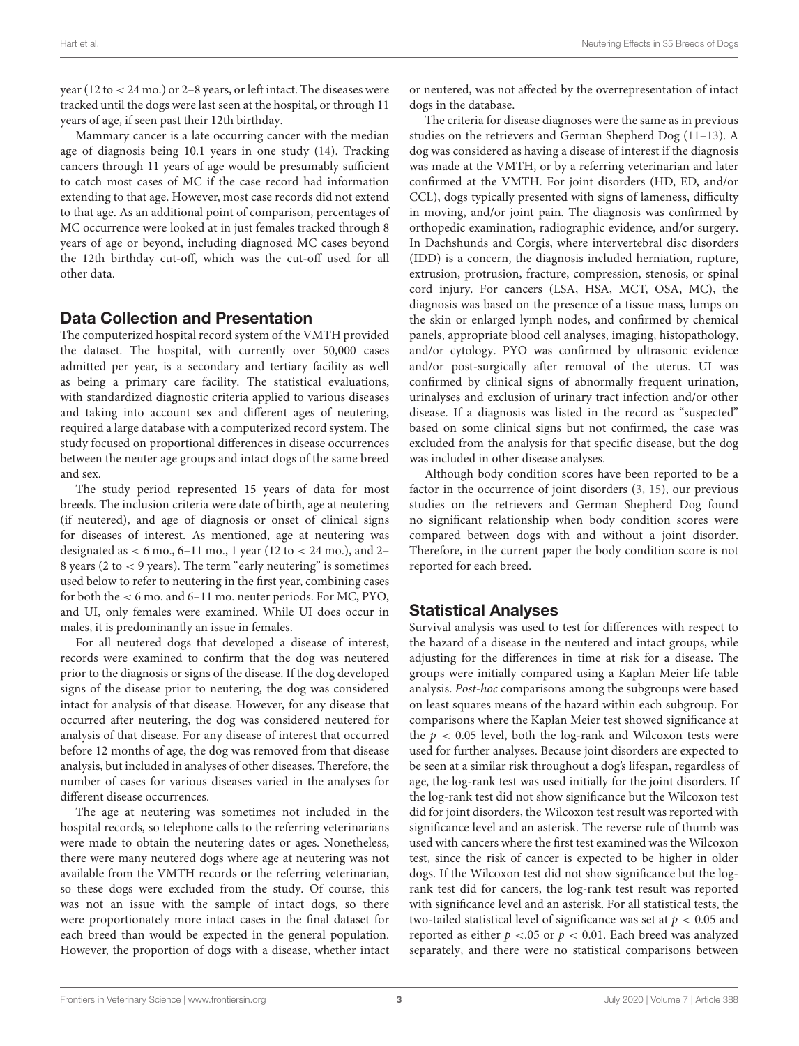year (12 to < 24 mo.) or 2–8 years, or left intact. The diseases were tracked until the dogs were last seen at the hospital, or through 11 years of age, if seen past their 12th birthday.

Mammary cancer is a late occurring cancer with the median age of diagnosis being 10.1 years in one study (14). Tracking cancers through 11 years of age would be presumably sufficient to catch most cases of MC if the case record had information extending to that age. However, most case records did not extend to that age. As an additional point of comparison, percentages of MC occurrence were looked at in just females tracked through 8 years of age or beyond, including diagnosed MC cases beyond the 12th birthday cut-off, which was the cut-off used for all other data.

## Data Collection and Presentation

The computerized hospital record system of the VMTH provided the dataset. The hospital, with currently over 50,000 cases admitted per year, is a secondary and tertiary facility as well as being a primary care facility. The statistical evaluations, with standardized diagnostic criteria applied to various diseases and taking into account sex and different ages of neutering, required a large database with a computerized record system. The study focused on proportional differences in disease occurrences between the neuter age groups and intact dogs of the same breed and sex.

The study period represented 15 years of data for most breeds. The inclusion criteria were date of birth, age at neutering (if neutered), and age of diagnosis or onset of clinical signs for diseases of interest. As mentioned, age at neutering was designated as < 6 mo., 6–11 mo., 1 year (12 to < 24 mo.), and 2–8 years (2 to < 9 years). The term "early neutering" is sometimes used below to refer to neutering in the first year, combining cases for both the < 6 mo. and 6–11 mo. neuter periods. For MC, PYO, and UI, only females were examined. While UI does occur in males, it is predominantly an issue in females.

For all neutered dogs that developed a disease of interest, records were examined to confirm that the dog was neutered prior to the diagnosis or signs of the disease. If the dog developed signs of the disease prior to neutering, the dog was considered intact for analysis of that disease. However, for any disease that occurred after neutering, the dog was considered neutered for analysis of that disease. For any disease of interest that occurred before 12 months of age, the dog was removed from that disease analysis, but included in analyses of other diseases. Therefore, the number of cases for various diseases varied in the analyses for different disease occurrences.

The age at neutering was sometimes not included in the hospital records, so telephone calls to the referring veterinarians were made to obtain the neutering dates or ages. Nonetheless, there were many neutered dogs where age at neutering was not available from the VMTH records or the referring veterinarian, so these dogs were excluded from the study. Of course, this was not an issue with the sample of intact dogs, so there were proportionately more intact cases in the final dataset for each breed than would be expected in the general population. However, the proportion of dogs with a disease, whether intact or neutered, was not affected by the overrepresentation of intact dogs in the database.

The criteria for disease diagnoses were the same as in previous studies on the retrievers and German Shepherd Dog (11–13). A dog was considered as having a disease of interest if the diagnosis was made at the VMTH, or by a referring veterinarian and later confirmed at the VMTH. For joint disorders (HD, ED, and/or CCL), dogs typically presented with signs of lameness, difficulty in moving, and/or joint pain. The diagnosis was confirmed by orthopedic examination, radiographic evidence, and/or surgery. In Dachshunds and Corgis, where intervertebral disc disorders (IDD) is a concern, the diagnosis included herniation, rupture, extrusion, protrusion, fracture, compression, stenosis, or spinal cord injury. For cancers (LSA, HSA, MCT, OSA, MC), the diagnosis was based on the presence of a tissue mass, lumps on the skin or enlarged lymph nodes, and confirmed by chemical panels, appropriate blood cell analyses, imaging, histopathology, and/or cytology. PYO was confirmed by ultrasonic evidence and/or post-surgically after removal of the uterus. UI was confirmed by clinical signs of abnormally frequent urination, urinalyses and exclusion of urinary tract infection and/or other disease. If a diagnosis was listed in the record as "suspected" based on some clinical signs but not confirmed, the case was excluded from the analysis for that specific disease, but the dog was included in other disease analyses.

Although body condition scores have been reported to be a factor in the occurrence of joint disorders (3, 15), our previous studies on the retrievers and German Shepherd Dog found no significant relationship when body condition scores were compared between dogs with and without a joint disorder. Therefore, in the current paper the body condition score is not reported for each breed.

## Statistical Analyses

Survival analysis was used to test for differences with respect to the hazard of a disease in the neutered and intact groups, while adjusting for the differences in time at risk for a disease. The groups were initially compared using a Kaplan Meier life table analysis. *Post-hoc* comparisons among the subgroups were based on least squares means of the hazard within each subgroup. For comparisons where the Kaplan Meier test showed significance at the $p < 0.05$ level, both the log-rank and Wilcoxon tests were used for further analyses. Because joint disorders are expected to be seen at a similar risk throughout a dog's lifespan, regardless of age, the log-rank test was used initially for the joint disorders. If the log-rank test did not show significance but the Wilcoxon test did for joint disorders, the Wilcoxon test result was reported with significance level and an asterisk. The reverse rule of thumb was used with cancers where the first test examined was the Wilcoxon test, since the risk of cancer is expected to be higher in older dogs. If the Wilcoxon test did not show significance but the log-rank test did for cancers, the log-rank test result was reported with significance level and an asterisk. For all statistical tests, the two-tailed statistical level of significance was set at $p < 0.05$ and reported as either $p < .05$ or $p < 0.01$. Each breed was analyzed separately, and there were no statistical comparisons between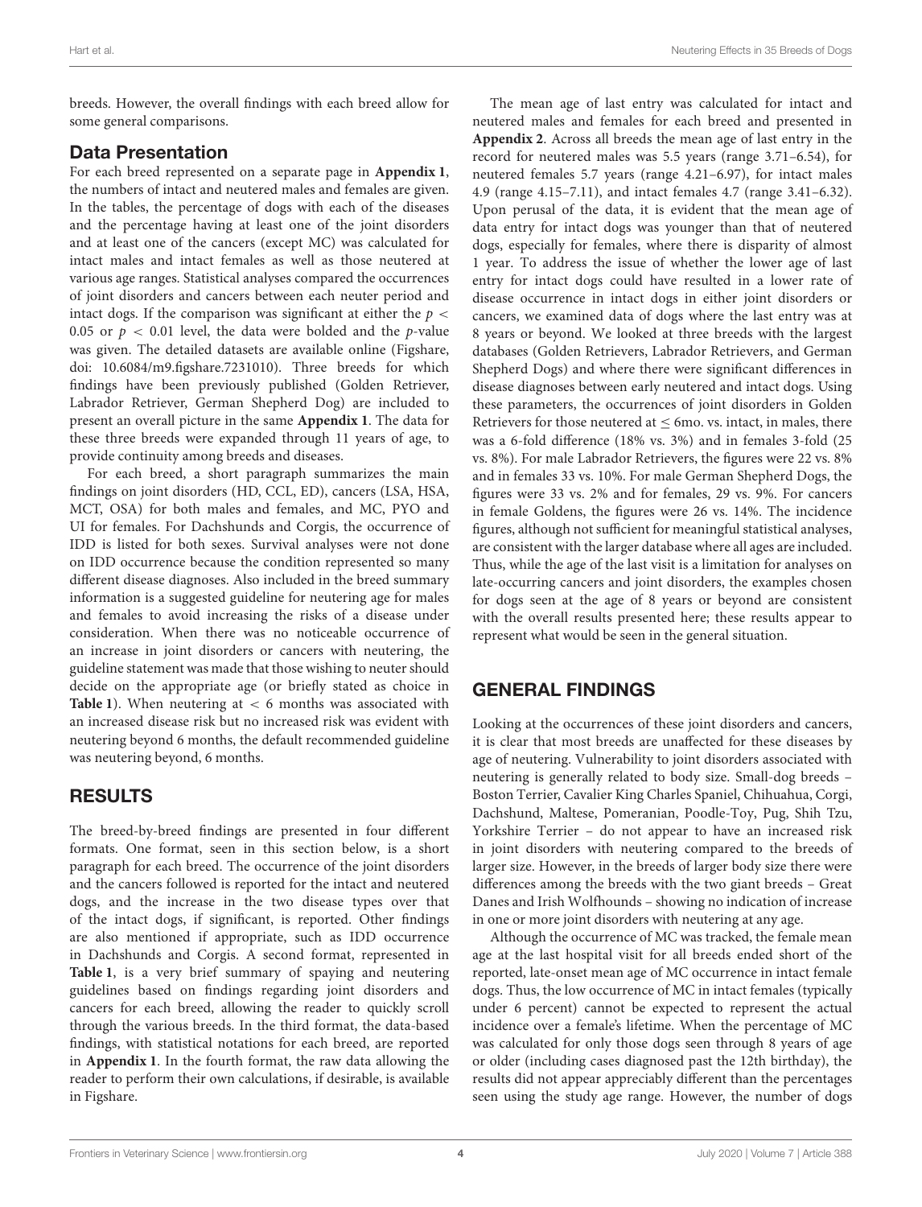breeds. However, the overall findings with each breed allow for some general comparisons.

## Data Presentation

For each breed represented on a separate page in **Appendix 1**, the numbers of intact and neutered males and females are given. In the tables, the percentage of dogs with each of the diseases and the percentage having at least one of the joint disorders and at least one of the cancers (except MC) was calculated for intact males and intact females as well as those neutered at various age ranges. Statistical analyses compared the occurrences of joint disorders and cancers between each neuter period and intact dogs. If the comparison was significant at either the $p < 0.05$ or $p < 0.01$ level, the data were bolded and the $p$-value was given. The detailed datasets are available online (Figshare, doi: 10.6084/m9.figshare.7231010). Three breeds for which findings have been previously published (Golden Retriever, Labrador Retriever, German Shepherd Dog) are included to present an overall picture in the same **Appendix 1**. The data for these three breeds were expanded through 11 years of age, to provide continuity among breeds and diseases.

For each breed, a short paragraph summarizes the main findings on joint disorders (HD, CCL, ED), cancers (LSA, HSA, MCT, OSA) for both males and females, and MC, PYO and UI for females. For Dachshunds and Corgis, the occurrence of IDD is listed for both sexes. Survival analyses were not done on IDD occurrence because the condition represented so many different disease diagnoses. Also included in the breed summary information is a suggested guideline for neutering age for males and females to avoid increasing the risks of a disease under consideration. When there was no noticeable occurrence of an increase in joint disorders or cancers with neutering, the guideline statement was made that those wishing to neuter should decide on the appropriate age (or briefly stated as choice in **Table 1**). When neutering at $< 6$ months was associated with an increased disease risk but no increased risk was evident with neutering beyond 6 months, the default recommended guideline was neutering beyond, 6 months.

## RESULTS

The breed-by-breed findings are presented in four different formats. One format, seen in this section below, is a short paragraph for each breed. The occurrence of the joint disorders and the cancers followed is reported for the intact and neutered dogs, and the increase in the two disease types over that of the intact dogs, if significant, is reported. Other findings are also mentioned if appropriate, such as IDD occurrence in Dachshunds and Corgis. A second format, represented in **Table 1**, is a very brief summary of spaying and neutering guidelines based on findings regarding joint disorders and cancers for each breed, allowing the reader to quickly scroll through the various breeds. In the third format, the data-based findings, with statistical notations for each breed, are reported in **Appendix 1**. In the fourth format, the raw data allowing the reader to perform their own calculations, if desirable, is available in Figshare.

The mean age of last entry was calculated for intact and neutered males and females for each breed and presented in **Appendix 2**. Across all breeds the mean age of last entry in the record for neutered males was 5.5 years (range 3.71–6.54), for neutered females 5.7 years (range 4.21–6.97), for intact males 4.9 (range 4.15–7.11), and intact females 4.7 (range 3.41–6.32). Upon perusal of the data, it is evident that the mean age of data entry for intact dogs was younger than that of neutered dogs, especially for females, where there is disparity of almost 1 year. To address the issue of whether the lower age of last entry for intact dogs could have resulted in a lower rate of disease occurrence in intact dogs in either joint disorders or cancers, we examined data of dogs where the last entry was at 8 years or beyond. We looked at three breeds with the largest databases (Golden Retrievers, Labrador Retrievers, and German Shepherd Dogs) and where there were significant differences in disease diagnoses between early neutered and intact dogs. Using these parameters, the occurrences of joint disorders in Golden Retrievers for those neutered at $\leq$ 6mo. vs. intact, in males, there was a 6-fold difference (18% vs. 3%) and in females 3-fold (25 vs. 8%). For male Labrador Retrievers, the figures were 22 vs. 8% and in females 33 vs. 10%. For male German Shepherd Dogs, the figures were 33 vs. 2% and for females, 29 vs. 9%. For cancers in female Goldens, the figures were 26 vs. 14%. The incidence figures, although not sufficient for meaningful statistical analyses, are consistent with the larger database where all ages are included. Thus, while the age of the last visit is a limitation for analyses on late-occurring cancers and joint disorders, the examples chosen for dogs seen at the age of 8 years or beyond are consistent with the overall results presented here; these results appear to represent what would be seen in the general situation.

## GENERAL FINDINGS

Looking at the occurrences of these joint disorders and cancers, it is clear that most breeds are unaffected for these diseases by age of neutering. Vulnerability to joint disorders associated with neutering is generally related to body size. Small-dog breeds – Boston Terrier, Cavalier King Charles Spaniel, Chihuahua, Corgi, Dachshund, Maltese, Pomeranian, Poodle-Toy, Pug, Shih Tzu, Yorkshire Terrier – do not appear to have an increased risk in joint disorders with neutering compared to the breeds of larger size. However, in the breeds of larger body size there were differences among the breeds with the two giant breeds – Great Danes and Irish Wolfhounds – showing no indication of increase in one or more joint disorders with neutering at any age.

Although the occurrence of MC was tracked, the female mean age at the last hospital visit for all breeds ended short of the reported, late-onset mean age of MC occurrence in intact female dogs. Thus, the low occurrence of MC in intact females (typically under 6 percent) cannot be expected to represent the actual incidence over a female's lifetime. When the percentage of MC was calculated for only those dogs seen through 8 years of age or older (including cases diagnosed past the 12th birthday), the results did not appear appreciably different than the percentages seen using the study age range. However, the number of dogs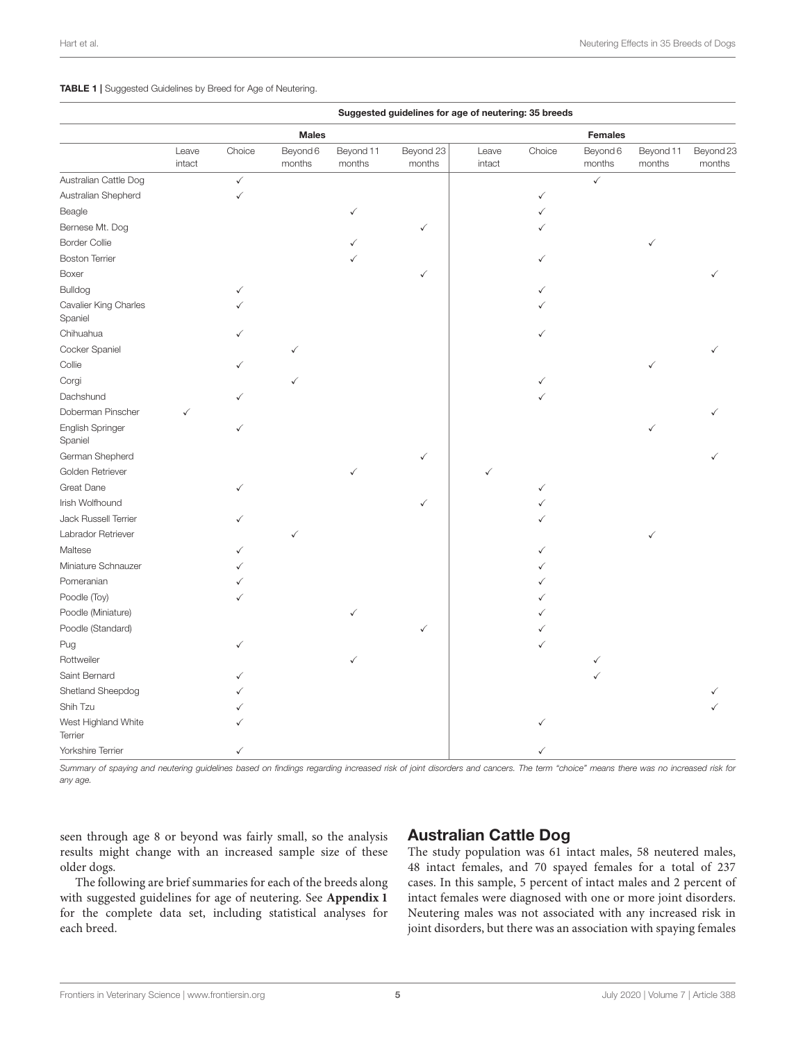**TABLE 1 |** Suggested Guidelines by Breed for Age of Neutering.

| | Suggested guidelines for age of neutering: 35 breeds | | | | | | | | | |
|---|---|---|---|---|---|---|---|---|---|---|
| | Males | | | | | Females | | | | |
| | Leave intact | Choice | Beyond 6 months | Beyond 11 months | Beyond 23 months | Leave intact | Choice | Beyond 6 months | Beyond 11 months | Beyond 23 months |
| Australian Cattle Dog | | ✓ | | | | | | ✓ | | |
| Australian Shepherd | | ✓ | | | | | ✓ | | | |
| Beagle | | | | ✓ | | | ✓ | | | |
| Bernese Mt. Dog | | | | | ✓ | | ✓ | | | |
| Border Collie | | | | ✓ | | | | | ✓ | |
| Boston Terrier | | | | ✓ | | | ✓ | | | |
| Boxer | | | | | ✓ | | | | | ✓ |
| Bulldog | | ✓ | | | | | ✓ | | | |
| Cavalier King Charles Spaniel | | ✓ | | | | | ✓ | | | |
| Chihuahua | | ✓ | | | | | ✓ | | | |
| Cocker Spaniel | | | ✓ | | | | | | | ✓ |
| Collie | | ✓ | | | | | | | ✓ | |
| Corgi | | | ✓ | | | | ✓ | | | |
| Dachshund | | ✓ | | | | | ✓ | | | |
| Doberman Pinscher | ✓ | | | | | | | | | ✓ |
| English Springer Spaniel | | ✓ | | | | | | | ✓ | |
| German Shepherd | | | | | ✓ | | | | | ✓ |
| Golden Retriever | | | | ✓ | | ✓ | | | | |
| Great Dane | | ✓ | | | | | ✓ | | | |
| Irish Wolfhound | | | | | ✓ | | ✓ | | | |
| Jack Russell Terrier | | ✓ | | | | | ✓ | | | |
| Labrador Retriever | | | ✓ | | | | | | ✓ | |
| Maltese | | ✓ | | | | | ✓ | | | |
| Miniature Schnauzer | | ✓ | | | | | ✓ | | | |
| Pomeranian | | ✓ | | | | | ✓ | | | |
| Poodle (Toy) | | ✓ | | | | | ✓ | | | |
| Poodle (Miniature) | | | | ✓ | | | ✓ | | | |
| Poodle (Standard) | | | | | ✓ | | ✓ | | | |
| Pug | | ✓ | | | | | ✓ | | | |
| Rottweiler | | | | ✓ | | | | ✓ | | |
| Saint Bernard | | ✓ | | | | | | ✓ | | |
| Shetland Sheepdog | | ✓ | | | | | | | | ✓ |
| Shih Tzu | | ✓ | | | | | | | | ✓ |
| West Highland White Terrier | | ✓ | | | | | ✓ | | | |
| Yorkshire Terrier | | ✓ | | | | | ✓ | | | |

*Summary of spaying and neutering guidelines based on findings regarding increased risk of joint disorders and cancers. The term "choice" means there was no increased risk for any age.*

seen through age 8 or beyond was fairly small, so the analysis results might change with an increased sample size of these older dogs.

The following are brief summaries for each of the breeds along with suggested guidelines for age of neutering. See **Appendix 1** for the complete data set, including statistical analyses for each breed.

## Australian Cattle Dog

The study population was 61 intact males, 58 neutered males, 48 intact females, and 70 spayed females for a total of 237 cases. In this sample, 5 percent of intact males and 2 percent of intact females were diagnosed with one or more joint disorders. Neutering males was not associated with any increased risk in joint disorders, but there was an association with spaying females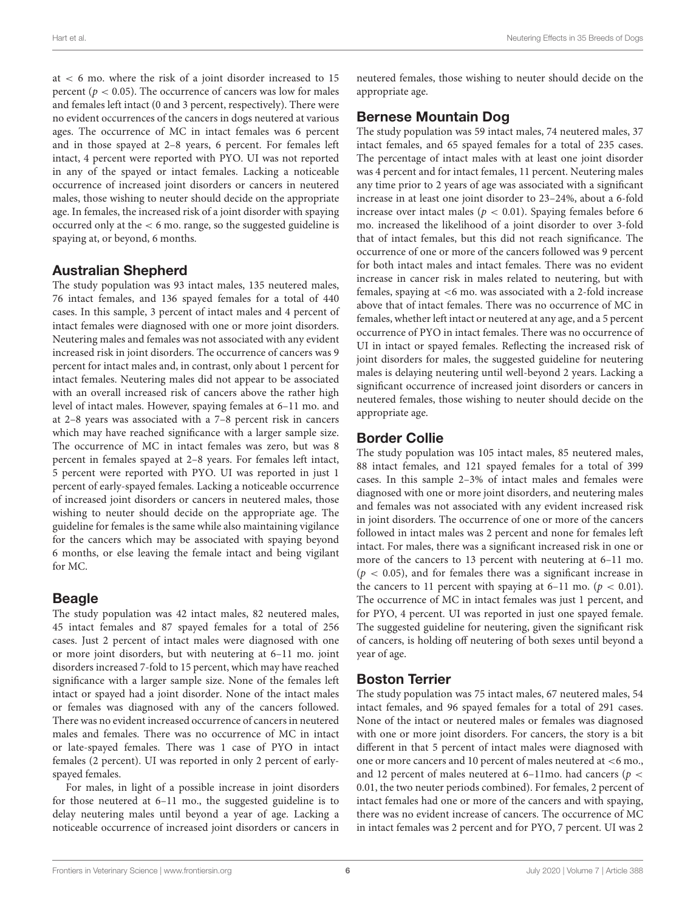at $< 6$ mo. where the risk of a joint disorder increased to 15 percent ($p < 0.05$). The occurrence of cancers was low for males and females left intact (0 and 3 percent, respectively). There were no evident occurrences of the cancers in dogs neutered at various ages. The occurrence of MC in intact females was 6 percent and in those spayed at 2–8 years, 6 percent. For females left intact, 4 percent were reported with PYO. UI was not reported in any of the spayed or intact females. Lacking a noticeable occurrence of increased joint disorders or cancers in neutered males, those wishing to neuter should decide on the appropriate age. In females, the increased risk of a joint disorder with spaying occurred only at the $< 6$ mo. range, so the suggested guideline is spaying at, or beyond, 6 months.

## Australian Shepherd

The study population was 93 intact males, 135 neutered males, 76 intact females, and 136 spayed females for a total of 440 cases. In this sample, 3 percent of intact males and 4 percent of intact females were diagnosed with one or more joint disorders. Neutering males and females was not associated with any evident increased risk in joint disorders. The occurrence of cancers was 9 percent for intact males and, in contrast, only about 1 percent for intact females. Neutering males did not appear to be associated with an overall increased risk of cancers above the rather high level of intact males. However, spaying females at 6–11 mo. and at 2–8 years was associated with a 7–8 percent risk in cancers which may have reached significance with a larger sample size. The occurrence of MC in intact females was zero, but was 8 percent in females spayed at 2–8 years. For females left intact, 5 percent were reported with PYO. UI was reported in just 1 percent of early-spayed females. Lacking a noticeable occurrence of increased joint disorders or cancers in neutered males, those wishing to neuter should decide on the appropriate age. The guideline for females is the same while also maintaining vigilance for the cancers which may be associated with spaying beyond 6 months, or else leaving the female intact and being vigilant for MC.

## Beagle

The study population was 42 intact males, 82 neutered males, 45 intact females and 87 spayed females for a total of 256 cases. Just 2 percent of intact males were diagnosed with one or more joint disorders, but with neutering at 6–11 mo. joint disorders increased 7-fold to 15 percent, which may have reached significance with a larger sample size. None of the females left intact or spayed had a joint disorder. None of the intact males or females was diagnosed with any of the cancers followed. There was no evident increased occurrence of cancers in neutered males and females. There was no occurrence of MC in intact or late-spayed females. There was 1 case of PYO in intact females (2 percent). UI was reported in only 2 percent of early-spayed females.

For males, in light of a possible increase in joint disorders for those neutered at 6–11 mo., the suggested guideline is to delay neutering males until beyond a year of age. Lacking a noticeable occurrence of increased joint disorders or cancers in neutered females, those wishing to neuter should decide on the appropriate age.

## Bernese Mountain Dog

The study population was 59 intact males, 74 neutered males, 37 intact females, and 65 spayed females for a total of 235 cases. The percentage of intact males with at least one joint disorder was 4 percent and for intact females, 11 percent. Neutering males any time prior to 2 years of age was associated with a significant increase in at least one joint disorder to 23–24%, about a 6-fold increase over intact males ($p < 0.01$). Spaying females before 6 mo. increased the likelihood of a joint disorder to over 3-fold that of intact females, but this did not reach significance. The occurrence of one or more of the cancers followed was 9 percent for both intact males and intact females. There was no evident increase in cancer risk in males related to neutering, but with females, spaying at <6 mo. was associated with a 2-fold increase above that of intact females. There was no occurrence of MC in females, whether left intact or neutered at any age, and a 5 percent occurrence of PYO in intact females. There was no occurrence of UI in intact or spayed females. Reflecting the increased risk of joint disorders for males, the suggested guideline for neutering males is delaying neutering until well-beyond 2 years. Lacking a significant occurrence of increased joint disorders or cancers in neutered females, those wishing to neuter should decide on the appropriate age.

## Border Collie

The study population was 105 intact males, 85 neutered males, 88 intact females, and 121 spayed females for a total of 399 cases. In this sample 2–3% of intact males and females were diagnosed with one or more joint disorders, and neutering males and females was not associated with any evident increased risk in joint disorders. The occurrence of one or more of the cancers followed in intact males was 2 percent and none for females left intact. For males, there was a significant increased risk in one or more of the cancers to 13 percent with neutering at 6–11 mo. ($p < 0.05$), and for females there was a significant increase in the cancers to 11 percent with spaying at 6–11 mo. ($p < 0.01$). The occurrence of MC in intact females was just 1 percent, and for PYO, 4 percent. UI was reported in just one spayed female. The suggested guideline for neutering, given the significant risk of cancers, is holding off neutering of both sexes until beyond a year of age.

## Boston Terrier

The study population was 75 intact males, 67 neutered males, 54 intact females, and 96 spayed females for a total of 291 cases. None of the intact or neutered males or females was diagnosed with one or more joint disorders. For cancers, the story is a bit different in that 5 percent of intact males were diagnosed with one or more cancers and 10 percent of males neutered at <6 mo., and 12 percent of males neutered at 6–11mo. had cancers ($p < 0.01$, the two neuter periods combined). For females, 2 percent of intact females had one or more of the cancers and with spaying, there was no evident increase of cancers. The occurrence of MC in intact females was 2 percent and for PYO, 7 percent. UI was 2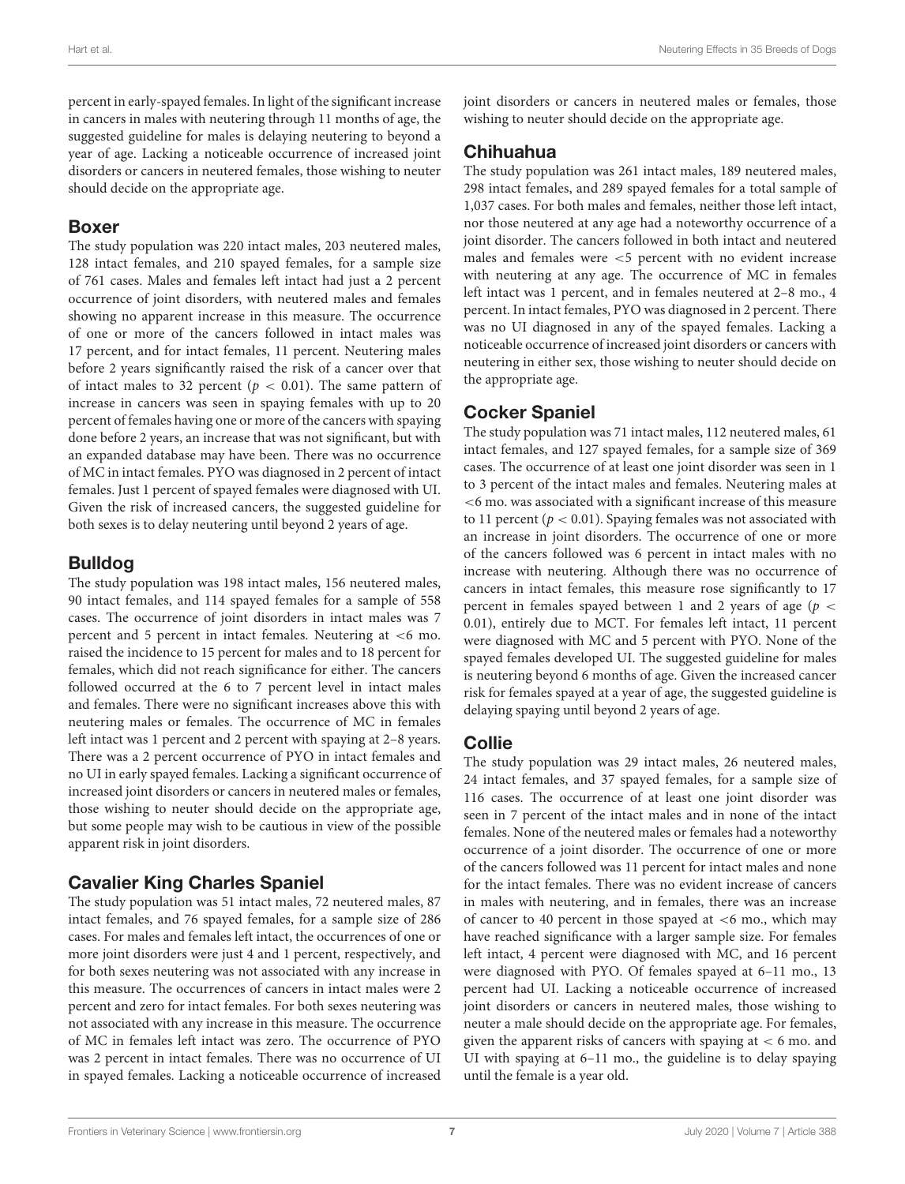percent in early-spayed females. In light of the significant increase in cancers in males with neutering through 11 months of age, the suggested guideline for males is delaying neutering to beyond a year of age. Lacking a noticeable occurrence of increased joint disorders or cancers in neutered females, those wishing to neuter should decide on the appropriate age.

## Boxer

The study population was 220 intact males, 203 neutered males, 128 intact females, and 210 spayed females, for a sample size of 761 cases. Males and females left intact had just a 2 percent occurrence of joint disorders, with neutered males and females showing no apparent increase in this measure. The occurrence of one or more of the cancers followed in intact males was 17 percent, and for intact females, 11 percent. Neutering males before 2 years significantly raised the risk of a cancer over that of intact males to 32 percent ($p < 0.01$). The same pattern of increase in cancers was seen in spaying females with up to 20 percent of females having one or more of the cancers with spaying done before 2 years, an increase that was not significant, but with an expanded database may have been. There was no occurrence of MC in intact females. PYO was diagnosed in 2 percent of intact females. Just 1 percent of spayed females were diagnosed with UI. Given the risk of increased cancers, the suggested guideline for both sexes is to delay neutering until beyond 2 years of age.

## Bulldog

The study population was 198 intact males, 156 neutered males, 90 intact females, and 114 spayed females for a sample of 558 cases. The occurrence of joint disorders in intact males was 7 percent and 5 percent in intact females. Neutering at <6 mo. raised the incidence to 15 percent for males and to 18 percent for females, which did not reach significance for either. The cancers followed occurred at the 6 to 7 percent level in intact males and females. There were no significant increases above this with neutering males or females. The occurrence of MC in females left intact was 1 percent and 2 percent with spaying at 2–8 years. There was a 2 percent occurrence of PYO in intact females and no UI in early spayed females. Lacking a significant occurrence of increased joint disorders or cancers in neutered males or females, those wishing to neuter should decide on the appropriate age, but some people may wish to be cautious in view of the possible apparent risk in joint disorders.

## Cavalier King Charles Spaniel

The study population was 51 intact males, 72 neutered males, 87 intact females, and 76 spayed females, for a sample size of 286 cases. For males and females left intact, the occurrences of one or more joint disorders were just 4 and 1 percent, respectively, and for both sexes neutering was not associated with any increase in this measure. The occurrences of cancers in intact males were 2 percent and zero for intact females. For both sexes neutering was not associated with any increase in this measure. The occurrence of MC in females left intact was zero. The occurrence of PYO was 2 percent in intact females. There was no occurrence of UI in spayed females. Lacking a noticeable occurrence of increased joint disorders or cancers in neutered males or females, those wishing to neuter should decide on the appropriate age.

## Chihuahua

The study population was 261 intact males, 189 neutered males, 298 intact females, and 289 spayed females for a total sample of 1,037 cases. For both males and females, neither those left intact, nor those neutered at any age had a noteworthy occurrence of a joint disorder. The cancers followed in both intact and neutered males and females were <5 percent with no evident increase with neutering at any age. The occurrence of MC in females left intact was 1 percent, and in females neutered at 2–8 mo., 4 percent. In intact females, PYO was diagnosed in 2 percent. There was no UI diagnosed in any of the spayed females. Lacking a noticeable occurrence of increased joint disorders or cancers with neutering in either sex, those wishing to neuter should decide on the appropriate age.

## Cocker Spaniel

The study population was 71 intact males, 112 neutered males, 61 intact females, and 127 spayed females, for a sample size of 369 cases. The occurrence of at least one joint disorder was seen in 1 to 3 percent of the intact males and females. Neutering males at <6 mo. was associated with a significant increase of this measure to 11 percent ($p < 0.01$). Spaying females was not associated with an increase in joint disorders. The occurrence of one or more of the cancers followed was 6 percent in intact males with no increase with neutering. Although there was no occurrence of cancers in intact females, this measure rose significantly to 17 percent in females spayed between 1 and 2 years of age ($p < 0.01$), entirely due to MCT. For females left intact, 11 percent were diagnosed with MC and 5 percent with PYO. None of the spayed females developed UI. The suggested guideline for males is neutering beyond 6 months of age. Given the increased cancer risk for females spayed at a year of age, the suggested guideline is delaying spaying until beyond 2 years of age.

## Collie

The study population was 29 intact males, 26 neutered males, 24 intact females, and 37 spayed females, for a sample size of 116 cases. The occurrence of at least one joint disorder was seen in 7 percent of the intact males and in none of the intact females. None of the neutered males or females had a noteworthy occurrence of a joint disorder. The occurrence of one or more of the cancers followed was 11 percent for intact males and none for the intact females. There was no evident increase of cancers in males with neutering, and in females, there was an increase of cancer to 40 percent in those spayed at <6 mo., which may have reached significance with a larger sample size. For females left intact, 4 percent were diagnosed with MC, and 16 percent were diagnosed with PYO. Of females spayed at 6–11 mo., 13 percent had UI. Lacking a noticeable occurrence of increased joint disorders or cancers in neutered males, those wishing to neuter a male should decide on the appropriate age. For females, given the apparent risks of cancers with spaying at < 6 mo. and UI with spaying at 6–11 mo., the guideline is to delay spaying until the female is a year old.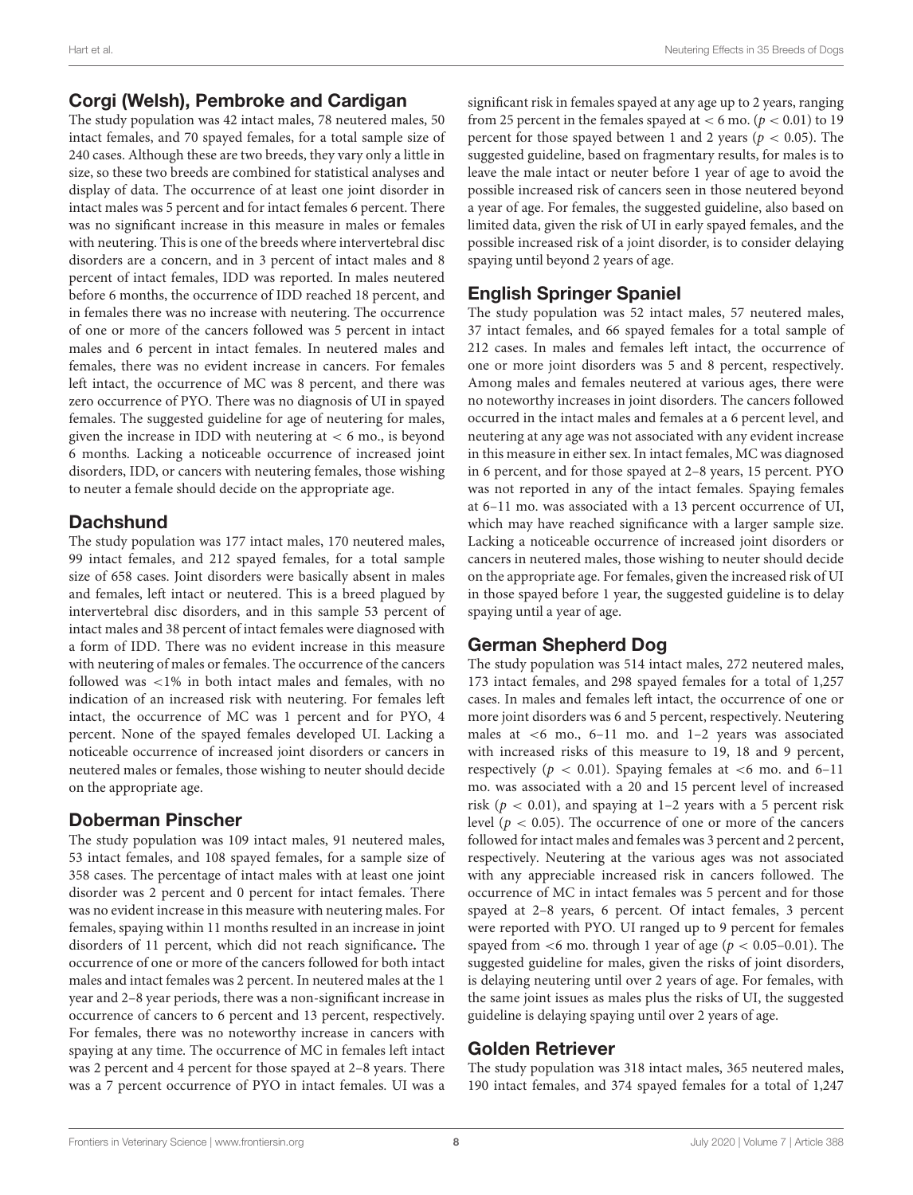## Corgi (Welsh), Pembroke and Cardigan

The study population was 42 intact males, 78 neutered males, 50 intact females, and 70 spayed females, for a total sample size of 240 cases. Although these are two breeds, they vary only a little in size, so these two breeds are combined for statistical analyses and display of data. The occurrence of at least one joint disorder in intact males was 5 percent and for intact females 6 percent. There was no significant increase in this measure in males or females with neutering. This is one of the breeds where intervertebral disc disorders are a concern, and in 3 percent of intact males and 8 percent of intact females, IDD was reported. In males neutered before 6 months, the occurrence of IDD reached 18 percent, and in females there was no increase with neutering. The occurrence of one or more of the cancers followed was 5 percent in intact males and 6 percent in intact females. In neutered males and females, there was no evident increase in cancers. For females left intact, the occurrence of MC was 8 percent, and there was zero occurrence of PYO. There was no diagnosis of UI in spayed females. The suggested guideline for age of neutering for males, given the increase in IDD with neutering at $< 6$ mo., is beyond 6 months. Lacking a noticeable occurrence of increased joint disorders, IDD, or cancers with neutering females, those wishing to neuter a female should decide on the appropriate age.

## Dachshund

The study population was 177 intact males, 170 neutered males, 99 intact females, and 212 spayed females, for a total sample size of 658 cases. Joint disorders were basically absent in males and females, left intact or neutered. This is a breed plagued by intervertebral disc disorders, and in this sample 53 percent of intact males and 38 percent of intact females were diagnosed with a form of IDD. There was no evident increase in this measure with neutering of males or females. The occurrence of the cancers followed was <1% in both intact males and females, with no indication of an increased risk with neutering. For females left intact, the occurrence of MC was 1 percent and for PYO, 4 percent. None of the spayed females developed UI. Lacking a noticeable occurrence of increased joint disorders or cancers in neutered males or females, those wishing to neuter should decide on the appropriate age.

## Doberman Pinscher

The study population was 109 intact males, 91 neutered males, 53 intact females, and 108 spayed females, for a sample size of 358 cases. The percentage of intact males with at least one joint disorder was 2 percent and 0 percent for intact females. There was no evident increase in this measure with neutering males. For females, spaying within 11 months resulted in an increase in joint disorders of 11 percent, which did not reach significance**.** The occurrence of one or more of the cancers followed for both intact males and intact females was 2 percent. In neutered males at the 1 year and 2–8 year periods, there was a non-significant increase in occurrence of cancers to 6 percent and 13 percent, respectively. For females, there was no noteworthy increase in cancers with spaying at any time. The occurrence of MC in females left intact was 2 percent and 4 percent for those spayed at 2–8 years. There was a 7 percent occurrence of PYO in intact females. UI was a significant risk in females spayed at any age up to 2 years, ranging from 25 percent in the females spayed at $< 6$ mo. ($p < 0.01$) to 19 percent for those spayed between 1 and 2 years ($p < 0.05$). The suggested guideline, based on fragmentary results, for males is to leave the male intact or neuter before 1 year of age to avoid the possible increased risk of cancers seen in those neutered beyond a year of age. For females, the suggested guideline, also based on limited data, given the risk of UI in early spayed females, and the possible increased risk of a joint disorder, is to consider delaying spaying until beyond 2 years of age.

## English Springer Spaniel

The study population was 52 intact males, 57 neutered males, 37 intact females, and 66 spayed females for a total sample of 212 cases. In males and females left intact, the occurrence of one or more joint disorders was 5 and 8 percent, respectively. Among males and females neutered at various ages, there were no noteworthy increases in joint disorders. The cancers followed occurred in the intact males and females at a 6 percent level, and neutering at any age was not associated with any evident increase in this measure in either sex. In intact females, MC was diagnosed in 6 percent, and for those spayed at 2–8 years, 15 percent. PYO was not reported in any of the intact females. Spaying females at 6–11 mo. was associated with a 13 percent occurrence of UI, which may have reached significance with a larger sample size. Lacking a noticeable occurrence of increased joint disorders or cancers in neutered males, those wishing to neuter should decide on the appropriate age. For females, given the increased risk of UI in those spayed before 1 year, the suggested guideline is to delay spaying until a year of age.

## German Shepherd Dog

The study population was 514 intact males, 272 neutered males, 173 intact females, and 298 spayed females for a total of 1,257 cases. In males and females left intact, the occurrence of one or more joint disorders was 6 and 5 percent, respectively. Neutering males at <6 mo., 6–11 mo. and 1–2 years was associated with increased risks of this measure to 19, 18 and 9 percent, respectively ($p < 0.01$). Spaying females at <6 mo. and 6–11 mo. was associated with a 20 and 15 percent level of increased risk ($p < 0.01$), and spaying at 1–2 years with a 5 percent risk level ($p < 0.05$). The occurrence of one or more of the cancers followed for intact males and females was 3 percent and 2 percent, respectively. Neutering at the various ages was not associated with any appreciable increased risk in cancers followed. The occurrence of MC in intact females was 5 percent and for those spayed at 2–8 years, 6 percent. Of intact females, 3 percent were reported with PYO. UI ranged up to 9 percent for females spayed from <6 mo. through 1 year of age ($p < 0.05$–$0.01$). The suggested guideline for males, given the risks of joint disorders, is delaying neutering until over 2 years of age. For females, with the same joint issues as males plus the risks of UI, the suggested guideline is delaying spaying until over 2 years of age.

## Golden Retriever

The study population was 318 intact males, 365 neutered males, 190 intact females, and 374 spayed females for a total of 1,247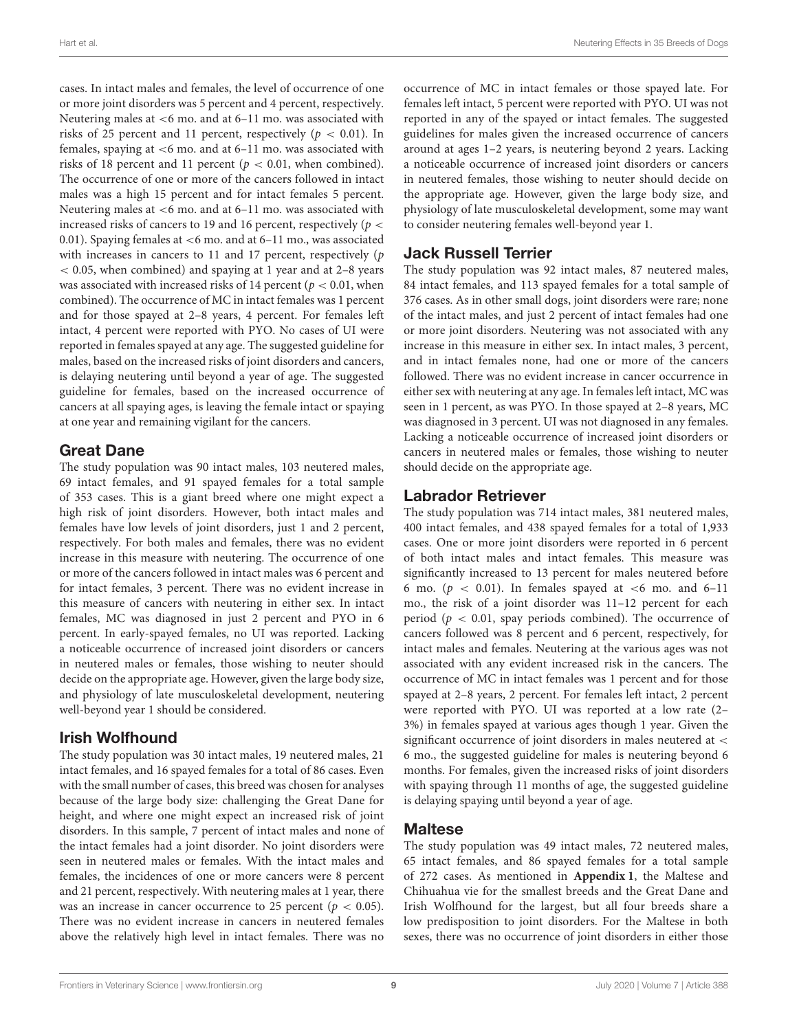cases. In intact males and females, the level of occurrence of one or more joint disorders was 5 percent and 4 percent, respectively. Neutering males at <6 mo. and at 6–11 mo. was associated with risks of 25 percent and 11 percent, respectively ($p < 0.01$). In females, spaying at <6 mo. and at 6–11 mo. was associated with risks of 18 percent and 11 percent ($p < 0.01$, when combined). The occurrence of one or more of the cancers followed in intact males was a high 15 percent and for intact females 5 percent. Neutering males at <6 mo. and at 6–11 mo. was associated with increased risks of cancers to 19 and 16 percent, respectively ($p < 0.01$). Spaying females at <6 mo. and at 6–11 mo., was associated with increases in cancers to 11 and 17 percent, respectively ($p < 0.05$, when combined) and spaying at 1 year and at 2–8 years was associated with increased risks of 14 percent ($p < 0.01$, when combined). The occurrence of MC in intact females was 1 percent and for those spayed at 2–8 years, 4 percent. For females left intact, 4 percent were reported with PYO. No cases of UI were reported in females spayed at any age. The suggested guideline for males, based on the increased risks of joint disorders and cancers, is delaying neutering until beyond a year of age. The suggested guideline for females, based on the increased occurrence of cancers at all spaying ages, is leaving the female intact or spaying at one year and remaining vigilant for the cancers.

## Great Dane

The study population was 90 intact males, 103 neutered males, 69 intact females, and 91 spayed females for a total sample of 353 cases. This is a giant breed where one might expect a high risk of joint disorders. However, both intact males and females have low levels of joint disorders, just 1 and 2 percent, respectively. For both males and females, there was no evident increase in this measure with neutering. The occurrence of one or more of the cancers followed in intact males was 6 percent and for intact females, 3 percent. There was no evident increase in this measure of cancers with neutering in either sex. In intact females, MC was diagnosed in just 2 percent and PYO in 6 percent. In early-spayed females, no UI was reported. Lacking a noticeable occurrence of increased joint disorders or cancers in neutered males or females, those wishing to neuter should decide on the appropriate age. However, given the large body size, and physiology of late musculoskeletal development, neutering well-beyond year 1 should be considered.

## Irish Wolfhound

The study population was 30 intact males, 19 neutered males, 21 intact females, and 16 spayed females for a total of 86 cases. Even with the small number of cases, this breed was chosen for analyses because of the large body size: challenging the Great Dane for height, and where one might expect an increased risk of joint disorders. In this sample, 7 percent of intact males and none of the intact females had a joint disorder. No joint disorders were seen in neutered males or females. With the intact males and females, the incidences of one or more cancers were 8 percent and 21 percent, respectively. With neutering males at 1 year, there was an increase in cancer occurrence to 25 percent ($p < 0.05$). There was no evident increase in cancers in neutered females above the relatively high level in intact females. There was no occurrence of MC in intact females or those spayed late. For females left intact, 5 percent were reported with PYO. UI was not reported in any of the spayed or intact females. The suggested guidelines for males given the increased occurrence of cancers around at ages 1–2 years, is neutering beyond 2 years. Lacking a noticeable occurrence of increased joint disorders or cancers in neutered females, those wishing to neuter should decide on the appropriate age. However, given the large body size, and physiology of late musculoskeletal development, some may want to consider neutering females well-beyond year 1.

## Jack Russell Terrier

The study population was 92 intact males, 87 neutered males, 84 intact females, and 113 spayed females for a total sample of 376 cases. As in other small dogs, joint disorders were rare; none of the intact males, and just 2 percent of intact females had one or more joint disorders. Neutering was not associated with any increase in this measure in either sex. In intact males, 3 percent, and in intact females none, had one or more of the cancers followed. There was no evident increase in cancer occurrence in either sex with neutering at any age. In females left intact, MC was seen in 1 percent, as was PYO. In those spayed at 2–8 years, MC was diagnosed in 3 percent. UI was not diagnosed in any females. Lacking a noticeable occurrence of increased joint disorders or cancers in neutered males or females, those wishing to neuter should decide on the appropriate age.

## Labrador Retriever

The study population was 714 intact males, 381 neutered males, 400 intact females, and 438 spayed females for a total of 1,933 cases. One or more joint disorders were reported in 6 percent of both intact males and intact females. This measure was significantly increased to 13 percent for males neutered before 6 mo. ($p < 0.01$). In females spayed at <6 mo. and 6–11 mo., the risk of a joint disorder was 11–12 percent for each period ($p < 0.01$, spay periods combined). The occurrence of cancers followed was 8 percent and 6 percent, respectively, for intact males and females. Neutering at the various ages was not associated with any evident increased risk in the cancers. The occurrence of MC in intact females was 1 percent and for those spayed at 2–8 years, 2 percent. For females left intact, 2 percent were reported with PYO. UI was reported at a low rate (2–3%) in females spayed at various ages though 1 year. Given the significant occurrence of joint disorders in males neutered at < 6 mo., the suggested guideline for males is neutering beyond 6 months. For females, given the increased risks of joint disorders with spaying through 11 months of age, the suggested guideline is delaying spaying until beyond a year of age.

## Maltese

The study population was 49 intact males, 72 neutered males, 65 intact females, and 86 spayed females for a total sample of 272 cases. As mentioned in **Appendix 1**, the Maltese and Chihuahua vie for the smallest breeds and the Great Dane and Irish Wolfhound for the largest, but all four breeds share a low predisposition to joint disorders. For the Maltese in both sexes, there was no occurrence of joint disorders in either those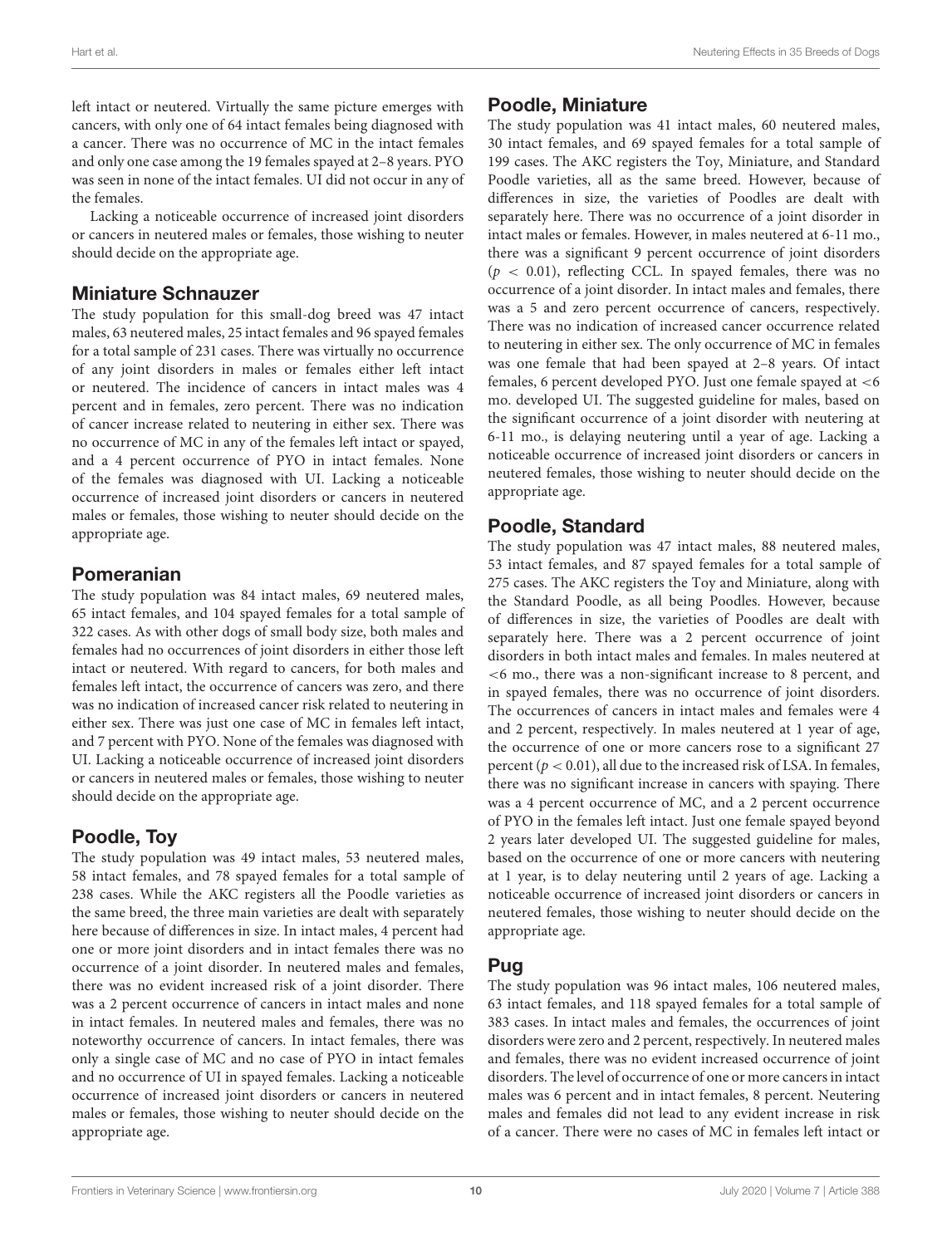left intact or neutered. Virtually the same picture emerges with cancers, with only one of 64 intact females being diagnosed with a cancer. There was no occurrence of MC in the intact females and only one case among the 19 females spayed at 2–8 years. PYO was seen in none of the intact females. UI did not occur in any of the females.

Lacking a noticeable occurrence of increased joint disorders or cancers in neutered males or females, those wishing to neuter should decide on the appropriate age.

## Miniature Schnauzer

The study population for this small-dog breed was 47 intact males, 63 neutered males, 25 intact females and 96 spayed females for a total sample of 231 cases. There was virtually no occurrence of any joint disorders in males or females either left intact or neutered. The incidence of cancers in intact males was 4 percent and in females, zero percent. There was no indication of cancer increase related to neutering in either sex. There was no occurrence of MC in any of the females left intact or spayed, and a 4 percent occurrence of PYO in intact females. None of the females was diagnosed with UI. Lacking a noticeable occurrence of increased joint disorders or cancers in neutered males or females, those wishing to neuter should decide on the appropriate age.

## Pomeranian

The study population was 84 intact males, 69 neutered males, 65 intact females, and 104 spayed females for a total sample of 322 cases. As with other dogs of small body size, both males and females had no occurrences of joint disorders in either those left intact or neutered. With regard to cancers, for both males and females left intact, the occurrence of cancers was zero, and there was no indication of increased cancer risk related to neutering in either sex. There was just one case of MC in females left intact, and 7 percent with PYO. None of the females was diagnosed with UI. Lacking a noticeable occurrence of increased joint disorders or cancers in neutered males or females, those wishing to neuter should decide on the appropriate age.

## Poodle, Toy

The study population was 49 intact males, 53 neutered males, 58 intact females, and 78 spayed females for a total sample of 238 cases. While the AKC registers all the Poodle varieties as the same breed, the three main varieties are dealt with separately here because of differences in size. In intact males, 4 percent had one or more joint disorders and in intact females there was no occurrence of a joint disorder. In neutered males and females, there was no evident increased risk of a joint disorder. There was a 2 percent occurrence of cancers in intact males and none in intact females. In neutered males and females, there was no noteworthy occurrence of cancers. In intact females, there was only a single case of MC and no case of PYO in intact females and no occurrence of UI in spayed females. Lacking a noticeable occurrence of increased joint disorders or cancers in neutered males or females, those wishing to neuter should decide on the appropriate age.

## Poodle, Miniature

The study population was 41 intact males, 60 neutered males, 30 intact females, and 69 spayed females for a total sample of 199 cases. The AKC registers the Toy, Miniature, and Standard Poodle varieties, all as the same breed. However, because of differences in size, the varieties of Poodles are dealt with separately here. There was no occurrence of a joint disorder in intact males or females. However, in males neutered at 6-11 mo., there was a significant 9 percent occurrence of joint disorders ($p < 0.01$), reflecting CCL. In spayed females, there was no occurrence of a joint disorder. In intact males and females, there was a 5 and zero percent occurrence of cancers, respectively. There was no indication of increased cancer occurrence related to neutering in either sex. The only occurrence of MC in females was one female that had been spayed at 2–8 years. Of intact females, 6 percent developed PYO. Just one female spayed at <6 mo. developed UI. The suggested guideline for males, based on the significant occurrence of a joint disorder with neutering at 6-11 mo., is delaying neutering until a year of age. Lacking a noticeable occurrence of increased joint disorders or cancers in neutered females, those wishing to neuter should decide on the appropriate age.

## Poodle, Standard

The study population was 47 intact males, 88 neutered males, 53 intact females, and 87 spayed females for a total sample of 275 cases. The AKC registers the Toy and Miniature, along with the Standard Poodle, as all being Poodles. However, because of differences in size, the varieties of Poodles are dealt with separately here. There was a 2 percent occurrence of joint disorders in both intact males and females. In males neutered at <6 mo., there was a non-significant increase to 8 percent, and in spayed females, there was no occurrence of joint disorders. The occurrences of cancers in intact males and females were 4 and 2 percent, respectively. In males neutered at 1 year of age, the occurrence of one or more cancers rose to a significant 27 percent ($p < 0.01$), all due to the increased risk of LSA. In females, there was no significant increase in cancers with spaying. There was a 4 percent occurrence of MC, and a 2 percent occurrence of PYO in the females left intact. Just one female spayed beyond 2 years later developed UI. The suggested guideline for males, based on the occurrence of one or more cancers with neutering at 1 year, is to delay neutering until 2 years of age. Lacking a noticeable occurrence of increased joint disorders or cancers in neutered females, those wishing to neuter should decide on the appropriate age.

## Pug

The study population was 96 intact males, 106 neutered males, 63 intact females, and 118 spayed females for a total sample of 383 cases. In intact males and females, the occurrences of joint disorders were zero and 2 percent, respectively. In neutered males and females, there was no evident increased occurrence of joint disorders. The level of occurrence of one or more cancers in intact males was 6 percent and in intact females, 8 percent. Neutering males and females did not lead to any evident increase in risk of a cancer. There were no cases of MC in females left intact or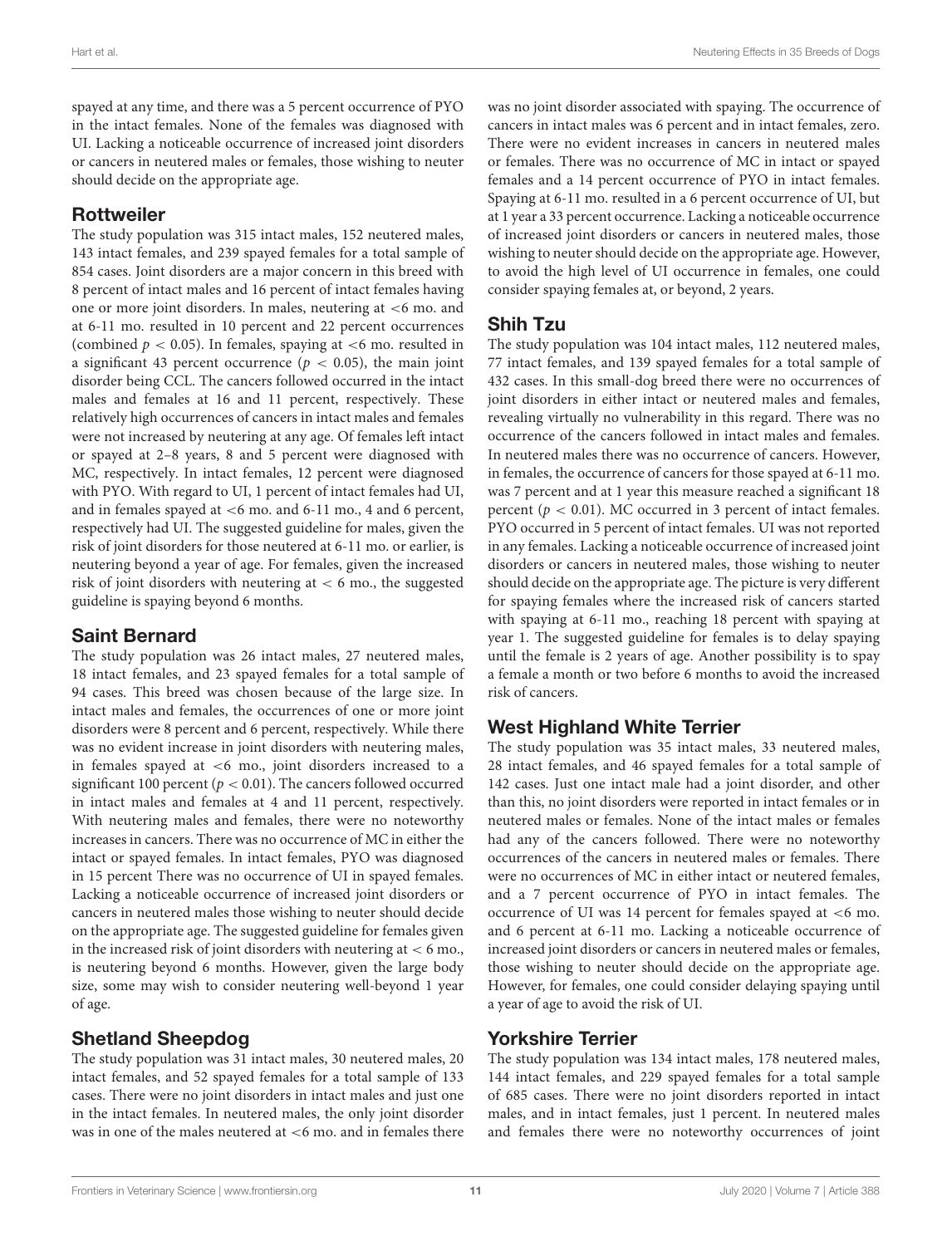spayed at any time, and there was a 5 percent occurrence of PYO in the intact females. None of the females was diagnosed with UI. Lacking a noticeable occurrence of increased joint disorders or cancers in neutered males or females, those wishing to neuter should decide on the appropriate age.

## Rottweiler

The study population was 315 intact males, 152 neutered males, 143 intact females, and 239 spayed females for a total sample of 854 cases. Joint disorders are a major concern in this breed with 8 percent of intact males and 16 percent of intact females having one or more joint disorders. In males, neutering at <6 mo. and at 6-11 mo. resulted in 10 percent and 22 percent occurrences (combined $p < 0.05$). In females, spaying at <6 mo. resulted in a significant 43 percent occurrence ($p < 0.05$), the main joint disorder being CCL. The cancers followed occurred in the intact males and females at 16 and 11 percent, respectively. These relatively high occurrences of cancers in intact males and females were not increased by neutering at any age. Of females left intact or spayed at 2–8 years, 8 and 5 percent were diagnosed with MC, respectively. In intact females, 12 percent were diagnosed with PYO. With regard to UI, 1 percent of intact females had UI, and in females spayed at <6 mo. and 6-11 mo., 4 and 6 percent, respectively had UI. The suggested guideline for males, given the risk of joint disorders for those neutered at 6-11 mo. or earlier, is neutering beyond a year of age. For females, given the increased risk of joint disorders with neutering at < 6 mo., the suggested guideline is spaying beyond 6 months.

## Saint Bernard

The study population was 26 intact males, 27 neutered males, 18 intact females, and 23 spayed females for a total sample of 94 cases. This breed was chosen because of the large size. In intact males and females, the occurrences of one or more joint disorders were 8 percent and 6 percent, respectively. While there was no evident increase in joint disorders with neutering males, in females spayed at <6 mo., joint disorders increased to a significant 100 percent ($p < 0.01$). The cancers followed occurred in intact males and females at 4 and 11 percent, respectively. With neutering males and females, there were no noteworthy increases in cancers. There was no occurrence of MC in either the intact or spayed females. In intact females, PYO was diagnosed in 15 percent There was no occurrence of UI in spayed females. Lacking a noticeable occurrence of increased joint disorders or cancers in neutered males those wishing to neuter should decide on the appropriate age. The suggested guideline for females given in the increased risk of joint disorders with neutering at < 6 mo., is neutering beyond 6 months. However, given the large body size, some may wish to consider neutering well-beyond 1 year of age.

## Shetland Sheepdog

The study population was 31 intact males, 30 neutered males, 20 intact females, and 52 spayed females for a total sample of 133 cases. There were no joint disorders in intact males and just one in the intact females. In neutered males, the only joint disorder was in one of the males neutered at <6 mo. and in females there was no joint disorder associated with spaying. The occurrence of cancers in intact males was 6 percent and in intact females, zero. There were no evident increases in cancers in neutered males or females. There was no occurrence of MC in intact or spayed females and a 14 percent occurrence of PYO in intact females. Spaying at 6-11 mo. resulted in a 6 percent occurrence of UI, but at 1 year a 33 percent occurrence. Lacking a noticeable occurrence of increased joint disorders or cancers in neutered males, those wishing to neuter should decide on the appropriate age. However, to avoid the high level of UI occurrence in females, one could consider spaying females at, or beyond, 2 years.

## Shih Tzu

The study population was 104 intact males, 112 neutered males, 77 intact females, and 139 spayed females for a total sample of 432 cases. In this small-dog breed there were no occurrences of joint disorders in either intact or neutered males and females, revealing virtually no vulnerability in this regard. There was no occurrence of the cancers followed in intact males and females. In neutered males there was no occurrence of cancers. However, in females, the occurrence of cancers for those spayed at 6-11 mo. was 7 percent and at 1 year this measure reached a significant 18 percent ($p < 0.01$). MC occurred in 3 percent of intact females. PYO occurred in 5 percent of intact females. UI was not reported in any females. Lacking a noticeable occurrence of increased joint disorders or cancers in neutered males, those wishing to neuter should decide on the appropriate age. The picture is very different for spaying females where the increased risk of cancers started with spaying at 6-11 mo., reaching 18 percent with spaying at year 1. The suggested guideline for females is to delay spaying until the female is 2 years of age. Another possibility is to spay a female a month or two before 6 months to avoid the increased risk of cancers.

## West Highland White Terrier

The study population was 35 intact males, 33 neutered males, 28 intact females, and 46 spayed females for a total sample of 142 cases. Just one intact male had a joint disorder, and other than this, no joint disorders were reported in intact females or in neutered males or females. None of the intact males or females had any of the cancers followed. There were no noteworthy occurrences of the cancers in neutered males or females. There were no occurrences of MC in either intact or neutered females, and a 7 percent occurrence of PYO in intact females. The occurrence of UI was 14 percent for females spayed at <6 mo. and 6 percent at 6-11 mo. Lacking a noticeable occurrence of increased joint disorders or cancers in neutered males or females, those wishing to neuter should decide on the appropriate age. However, for females, one could consider delaying spaying until a year of age to avoid the risk of UI.

## Yorkshire Terrier

The study population was 134 intact males, 178 neutered males, 144 intact females, and 229 spayed females for a total sample of 685 cases. There were no joint disorders reported in intact males, and in intact females, just 1 percent. In neutered males and females there were no noteworthy occurrences of joint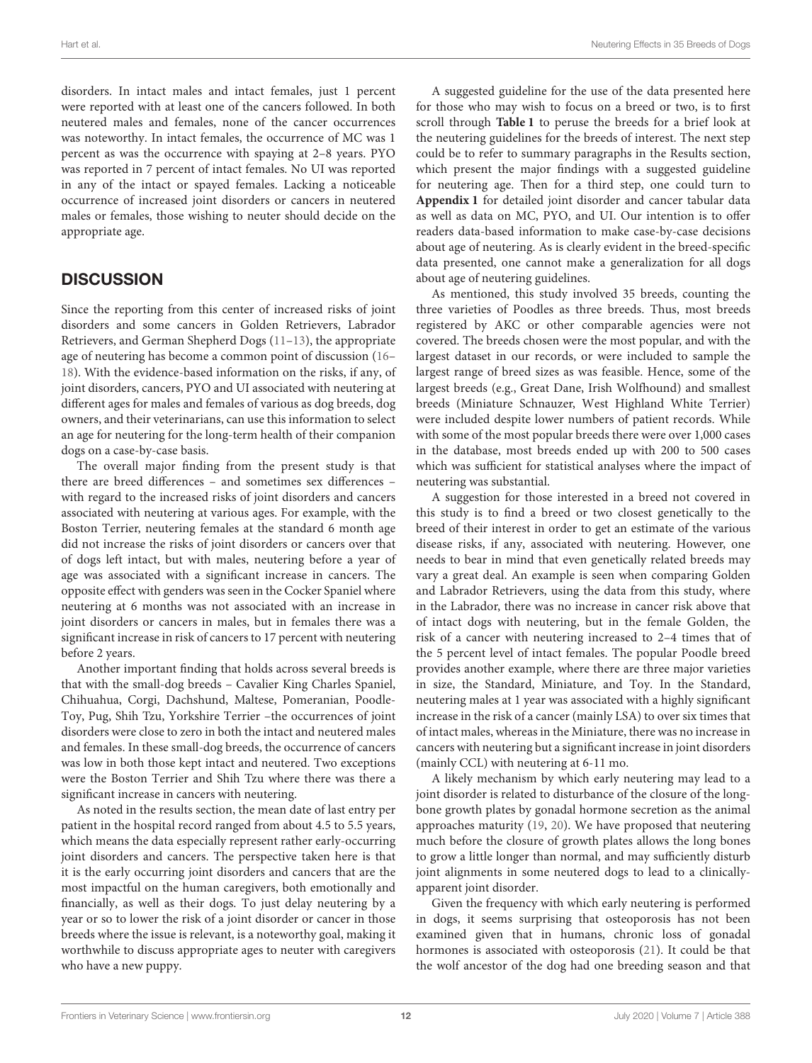disorders. In intact males and intact females, just 1 percent were reported with at least one of the cancers followed. In both neutered males and females, none of the cancer occurrences was noteworthy. In intact females, the occurrence of MC was 1 percent as was the occurrence with spaying at 2–8 years. PYO was reported in 7 percent of intact females. No UI was reported in any of the intact or spayed females. Lacking a noticeable occurrence of increased joint disorders or cancers in neutered males or females, those wishing to neuter should decide on the appropriate age.

## DISCUSSION

Since the reporting from this center of increased risks of joint disorders and some cancers in Golden Retrievers, Labrador Retrievers, and German Shepherd Dogs (11–13), the appropriate age of neutering has become a common point of discussion (16–18). With the evidence-based information on the risks, if any, of joint disorders, cancers, PYO and UI associated with neutering at different ages for males and females of various as dog breeds, dog owners, and their veterinarians, can use this information to select an age for neutering for the long-term health of their companion dogs on a case-by-case basis.

The overall major finding from the present study is that there are breed differences – and sometimes sex differences – with regard to the increased risks of joint disorders and cancers associated with neutering at various ages. For example, with the Boston Terrier, neutering females at the standard 6 month age did not increase the risks of joint disorders or cancers over that of dogs left intact, but with males, neutering before a year of age was associated with a significant increase in cancers. The opposite effect with genders was seen in the Cocker Spaniel where neutering at 6 months was not associated with an increase in joint disorders or cancers in males, but in females there was a significant increase in risk of cancers to 17 percent with neutering before 2 years.

Another important finding that holds across several breeds is that with the small-dog breeds – Cavalier King Charles Spaniel, Chihuahua, Corgi, Dachshund, Maltese, Pomeranian, Poodle-Toy, Pug, Shih Tzu, Yorkshire Terrier –the occurrences of joint disorders were close to zero in both the intact and neutered males and females. In these small-dog breeds, the occurrence of cancers was low in both those kept intact and neutered. Two exceptions were the Boston Terrier and Shih Tzu where there was there a significant increase in cancers with neutering.

As noted in the results section, the mean date of last entry per patient in the hospital record ranged from about 4.5 to 5.5 years, which means the data especially represent rather early-occurring joint disorders and cancers. The perspective taken here is that it is the early occurring joint disorders and cancers that are the most impactful on the human caregivers, both emotionally and financially, as well as their dogs. To just delay neutering by a year or so to lower the risk of a joint disorder or cancer in those breeds where the issue is relevant, is a noteworthy goal, making it worthwhile to discuss appropriate ages to neuter with caregivers who have a new puppy.

A suggested guideline for the use of the data presented here for those who may wish to focus on a breed or two, is to first scroll through **Table 1** to peruse the breeds for a brief look at the neutering guidelines for the breeds of interest. The next step could be to refer to summary paragraphs in the Results section, which present the major findings with a suggested guideline for neutering age. Then for a third step, one could turn to **Appendix 1** for detailed joint disorder and cancer tabular data as well as data on MC, PYO, and UI. Our intention is to offer readers data-based information to make case-by-case decisions about age of neutering. As is clearly evident in the breed-specific data presented, one cannot make a generalization for all dogs about age of neutering guidelines.

As mentioned, this study involved 35 breeds, counting the three varieties of Poodles as three breeds. Thus, most breeds registered by AKC or other comparable agencies were not covered. The breeds chosen were the most popular, and with the largest dataset in our records, or were included to sample the largest range of breed sizes as was feasible. Hence, some of the largest breeds (e.g., Great Dane, Irish Wolfhound) and smallest breeds (Miniature Schnauzer, West Highland White Terrier) were included despite lower numbers of patient records. While with some of the most popular breeds there were over 1,000 cases in the database, most breeds ended up with 200 to 500 cases which was sufficient for statistical analyses where the impact of neutering was substantial.

A suggestion for those interested in a breed not covered in this study is to find a breed or two closest genetically to the breed of their interest in order to get an estimate of the various disease risks, if any, associated with neutering. However, one needs to bear in mind that even genetically related breeds may vary a great deal. An example is seen when comparing Golden and Labrador Retrievers, using the data from this study, where in the Labrador, there was no increase in cancer risk above that of intact dogs with neutering, but in the female Golden, the risk of a cancer with neutering increased to 2–4 times that of the 5 percent level of intact females. The popular Poodle breed provides another example, where there are three major varieties in size, the Standard, Miniature, and Toy. In the Standard, neutering males at 1 year was associated with a highly significant increase in the risk of a cancer (mainly LSA) to over six times that of intact males, whereas in the Miniature, there was no increase in cancers with neutering but a significant increase in joint disorders (mainly CCL) with neutering at 6-11 mo.

A likely mechanism by which early neutering may lead to a joint disorder is related to disturbance of the closure of the long-bone growth plates by gonadal hormone secretion as the animal approaches maturity (19, 20). We have proposed that neutering much before the closure of growth plates allows the long bones to grow a little longer than normal, and may sufficiently disturb joint alignments in some neutered dogs to lead to a clinically-apparent joint disorder.

Given the frequency with which early neutering is performed in dogs, it seems surprising that osteoporosis has not been examined given that in humans, chronic loss of gonadal hormones is associated with osteoporosis (21). It could be that the wolf ancestor of the dog had one breeding season and that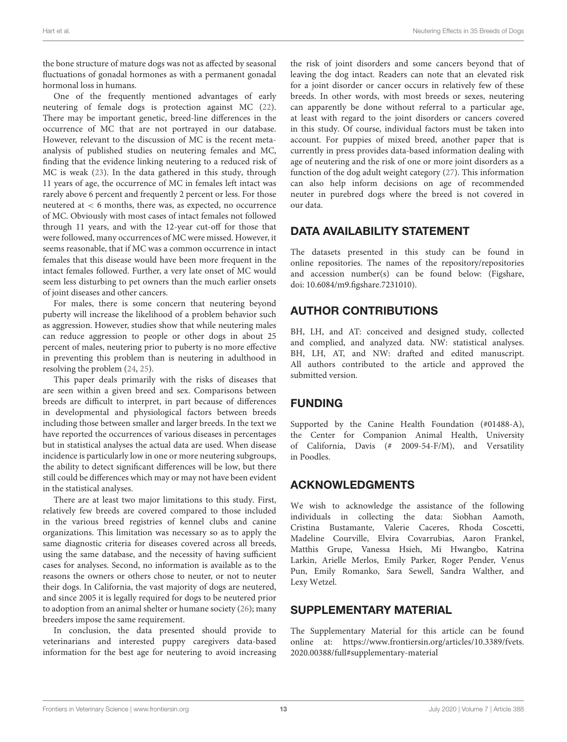the bone structure of mature dogs was not as affected by seasonal fluctuations of gonadal hormones as with a permanent gonadal hormonal loss in humans.

One of the frequently mentioned advantages of early neutering of female dogs is protection against MC (22). There may be important genetic, breed-line differences in the occurrence of MC that are not portrayed in our database. However, relevant to the discussion of MC is the recent meta-analysis of published studies on neutering females and MC, finding that the evidence linking neutering to a reduced risk of MC is weak (23). In the data gathered in this study, through 11 years of age, the occurrence of MC in females left intact was rarely above 6 percent and frequently 2 percent or less. For those neutered at < 6 months, there was, as expected, no occurrence of MC. Obviously with most cases of intact females not followed through 11 years, and with the 12-year cut-off for those that were followed, many occurrences of MC were missed. However, it seems reasonable, that if MC was a common occurrence in intact females that this disease would have been more frequent in the intact females followed. Further, a very late onset of MC would seem less disturbing to pet owners than the much earlier onsets of joint diseases and other cancers.

For males, there is some concern that neutering beyond puberty will increase the likelihood of a problem behavior such as aggression. However, studies show that while neutering males can reduce aggression to people or other dogs in about 25 percent of males, neutering prior to puberty is no more effective in preventing this problem than is neutering in adulthood in resolving the problem (24, 25).

This paper deals primarily with the risks of diseases that are seen within a given breed and sex. Comparisons between breeds are difficult to interpret, in part because of differences in developmental and physiological factors between breeds including those between smaller and larger breeds. In the text we have reported the occurrences of various diseases in percentages but in statistical analyses the actual data are used. When disease incidence is particularly low in one or more neutering subgroups, the ability to detect significant differences will be low, but there still could be differences which may or may not have been evident in the statistical analyses.

There are at least two major limitations to this study. First, relatively few breeds are covered compared to those included in the various breed registries of kennel clubs and canine organizations. This limitation was necessary so as to apply the same diagnostic criteria for diseases covered across all breeds, using the same database, and the necessity of having sufficient cases for analyses. Second, no information is available as to the reasons the owners or others chose to neuter, or not to neuter their dogs. In California, the vast majority of dogs are neutered, and since 2005 it is legally required for dogs to be neutered prior to adoption from an animal shelter or humane society (26); many breeders impose the same requirement.

In conclusion, the data presented should provide to veterinarians and interested puppy caregivers data-based information for the best age for neutering to avoid increasing the risk of joint disorders and some cancers beyond that of leaving the dog intact. Readers can note that an elevated risk for a joint disorder or cancer occurs in relatively few of these breeds. In other words, with most breeds or sexes, neutering can apparently be done without referral to a particular age, at least with regard to the joint disorders or cancers covered in this study. Of course, individual factors must be taken into account. For puppies of mixed breed, another paper that is currently in press provides data-based information dealing with age of neutering and the risk of one or more joint disorders as a function of the dog adult weight category (27). This information can also help inform decisions on age of recommended neuter in purebred dogs where the breed is not covered in our data.

## DATA AVAILABILITY STATEMENT

The datasets presented in this study can be found in online repositories. The names of the repository/repositories and accession number(s) can be found below: (Figshare, doi: 10.6084/m9.figshare.7231010).

## AUTHOR CONTRIBUTIONS

BH, LH, and AT: conceived and designed study, collected and complied, and analyzed data. NW: statistical analyses. BH, LH, AT, and NW: drafted and edited manuscript. All authors contributed to the article and approved the submitted version.

## FUNDING

Supported by the Canine Health Foundation (#01488-A), the Center for Companion Animal Health, University of California, Davis (# 2009-54-F/M), and Versatility in Poodles.

## ACKNOWLEDGMENTS

We wish to acknowledge the assistance of the following individuals in collecting the data: Siobhan Aamoth, Cristina Bustamante, Valerie Caceres, Rhoda Coscetti, Madeline Courville, Elvira Covarrubias, Aaron Frankel, Matthis Grupe, Vanessa Hsieh, Mi Hwangbo, Katrina Larkin, Arielle Merlos, Emily Parker, Roger Pender, Venus Pun, Emily Romanko, Sara Sewell, Sandra Walther, and Lexy Wetzel.

## SUPPLEMENTARY MATERIAL

The Supplementary Material for this article can be found online at: https://www.frontiersin.org/articles/10.3389/fvets.2020.00388/full#supplementary-material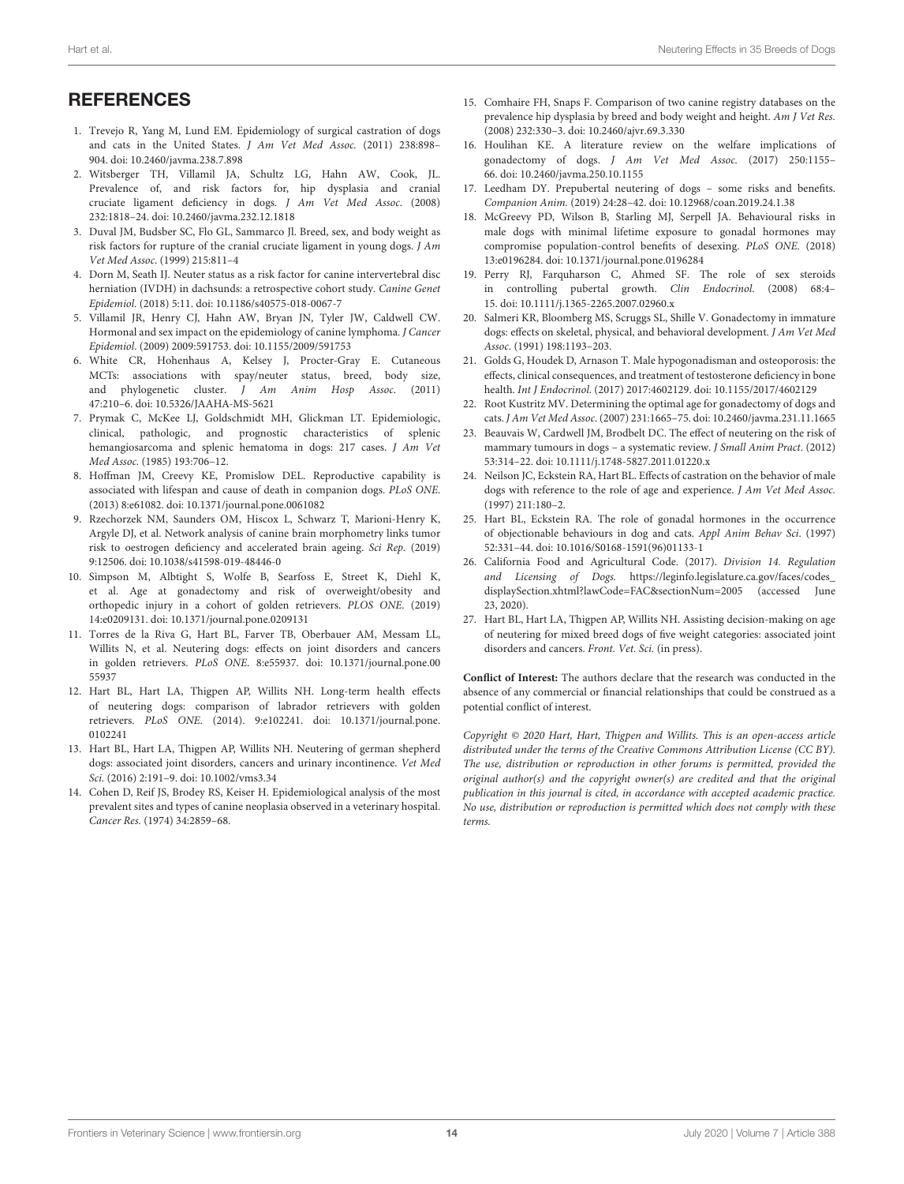## REFERENCES

1. Trevejo R, Yang M, Lund EM. Epidemiology of surgical castration of dogs and cats in the United States. *J Am Vet Med Assoc.* (2011) 238:898–904. doi: 10.2460/javma.238.7.898
2. Witsberger TH, Villamil JA, Schultz LG, Hahn AW, Cook, JL. Prevalence of, and risk factors for, hip dysplasia and cranial cruciate ligament deficiency in dogs. *J Am Vet Med Assoc.* (2008) 232:1818–24. doi: 10.2460/javma.232.12.1818
3. Duval JM, Budsber SC, Flo GL, Sammarco Jl. Breed, sex, and body weight as risk factors for rupture of the cranial cruciate ligament in young dogs. *J Am Vet Med Assoc.* (1999) 215:811–4
4. Dorn M, Seath IJ. Neuter status as a risk factor for canine intervertebral disc herniation (IVDH) in dachsunds: a retrospective cohort study. *Canine Genet Epidemiol.* (2018) 5:11. doi: 10.1186/s40575-018-0067-7
5. Villamil JR, Henry CJ, Hahn AW, Bryan JN, Tyler JW, Caldwell CW. Hormonal and sex impact on the epidemiology of canine lymphoma. *J Cancer Epidemiol.* (2009) 2009:591753. doi: 10.1155/2009/591753
6. White CR, Hohenhaus A, Kelsey J, Procter-Gray E. Cutaneous MCTs: associations with spay/neuter status, breed, body size, and phylogenetic cluster. *J Am Anim Hosp Assoc.* (2011) 47:210–6. doi: 10.5326/JAAHA-MS-5621
7. Prymak C, McKee LJ, Goldschmidt MH, Glickman LT. Epidemiologic, clinical, pathologic, and prognostic characteristics of splenic hemangiosarcoma and splenic hematoma in dogs: 217 cases. *J Am Vet Med Assoc.* (1985) 193:706–12.
8. Hoffman JM, Creevy KE, Promislow DEL. Reproductive capability is associated with lifespan and cause of death in companion dogs. *PLoS ONE.* (2013) 8:e61082. doi: 10.1371/journal.pone.0061082
9. Rzechorzek NM, Saunders OM, Hiscox L, Schwarz T, Marioni-Henry K, Argyle DJ, et al. Network analysis of canine brain morphometry links tumor risk to oestrogen deficiency and accelerated brain ageing. *Sci Rep.* (2019) 9:12506. doi: 10.1038/s41598-019-48446-0
10. Simpson M, Albtight S, Wolfe B, Searfoss E, Street K, Diehl K, et al. Age at gonadectomy and risk of overweight/obesity and orthopedic injury in a cohort of golden retrievers. *PLOS ONE.* (2019) 14:e0209131. doi: 10.1371/journal.pone.0209131
11. Torres de la Riva G, Hart BL, Farver TB, Oberbauer AM, Messam LL, Willits N, et al. Neutering dogs: effects on joint disorders and cancers in golden retrievers. *PLoS ONE.* 8:e55937. doi: 10.1371/journal.pone.0055937
12. Hart BL, Hart LA, Thigpen AP, Willits NH. Long-term health effects of neutering dogs: comparison of labrador retrievers with golden retrievers. *PLoS ONE.* (2014). 9:e102241. doi: 10.1371/journal.pone.0102241
13. Hart BL, Hart LA, Thigpen AP, Willits NH. Neutering of german shepherd dogs: associated joint disorders, cancers and urinary incontinence. *Vet Med Sci.* (2016) 2:191–9. doi: 10.1002/vms3.34
14. Cohen D, Reif JS, Brodey RS, Keiser H. Epidemiological analysis of the most prevalent sites and types of canine neoplasia observed in a veterinary hospital. *Cancer Res.* (1974) 34:2859–68.
15. Comhaire FH, Snaps F. Comparison of two canine registry databases on the prevalence hip dysplasia by breed and body weight and height. *Am J Vet Res.* (2008) 232:330–3. doi: 10.2460/ajvr.69.3.330
16. Houlihan KE. A literature review on the welfare implications of gonadectomy of dogs. *J Am Vet Med Assoc.* (2017) 250:1155–66. doi: 10.2460/javma.250.10.1155
17. Leedham DY. Prepubertal neutering of dogs – some risks and benefits. *Companion Anim.* (2019) 24:28–42. doi: 10.12968/coan.2019.24.1.38
18. McGreevy PD, Wilson B, Starling MJ, Serpell JA. Behavioural risks in male dogs with minimal lifetime exposure to gonadal hormones may compromise population-control benefits of desexing. *PLoS ONE.* (2018) 13:e0196284. doi: 10.1371/journal.pone.0196284
19. Perry RJ, Farquharson C, Ahmed SF. The role of sex steroids in controlling pubertal growth. *Clin Endocrinol.* (2008) 68:4–15. doi: 10.1111/j.1365-2265.2007.02960.x
20. Salmeri KR, Bloomberg MS, Scruggs SL, Shille V. Gonadectomy in immature dogs: effects on skeletal, physical, and behavioral development. *J Am Vet Med Assoc.* (1991) 198:1193–203.
21. Golds G, Houdek D, Arnason T. Male hypogonadisman and osteoporosis: the effects, clinical consequences, and treatment of testosterone deficiency in bone health. *Int J Endocrinol.* (2017) 2017:4602129. doi: 10.1155/2017/4602129
22. Root Kustritz MV. Determining the optimal age for gonadectomy of dogs and cats. *J Am Vet Med Assoc.* (2007) 231:1665–75. doi: 10.2460/javma.231.11.1665
23. Beauvais W, Cardwell JM, Brodbelt DC. The effect of neutering on the risk of mammary tumours in dogs – a systematic review. *J Small Anim Pract.* (2012) 53:314–22. doi: 10.1111/j.1748-5827.2011.01220.x
24. Neilson JC, Eckstein RA, Hart BL. Effects of castration on the behavior of male dogs with reference to the role of age and experience. *J Am Vet Med Assoc.* (1997) 211:180–2.
25. Hart BL, Eckstein RA. The role of gonadal hormones in the occurrence of objectionable behaviours in dog and cats. *Appl Anim Behav Sci.* (1997) 52:331–44. doi: 10.1016/S0168-1591(96)01133-1
26. California Food and Agricultural Code. (2017). *Division 14. Regulation and Licensing of Dogs.* https://leginfo.legislature.ca.gov/faces/codes_displaySection.xhtml?lawCode=FAC&sectionNum=2005 (accessed June 23, 2020).
27. Hart BL, Hart LA, Thigpen AP, Willits NH. Assisting decision-making on age of neutering for mixed breed dogs of five weight categories: associated joint disorders and cancers. *Front. Vet. Sci.* (in press).

**Conflict of Interest:** The authors declare that the research was conducted in the absence of any commercial or financial relationships that could be construed as a potential conflict of interest.

*Copyright © 2020 Hart, Hart, Thigpen and Willits. This is an open-access article distributed under the terms of the Creative Commons Attribution License (CC BY). The use, distribution or reproduction in other forums is permitted, provided the original author(s) and the copyright owner(s) are credited and that the original publication in this journal is cited, in accordance with accepted academic practice. No use, distribution or reproduction is permitted which does not comply with these terms.*